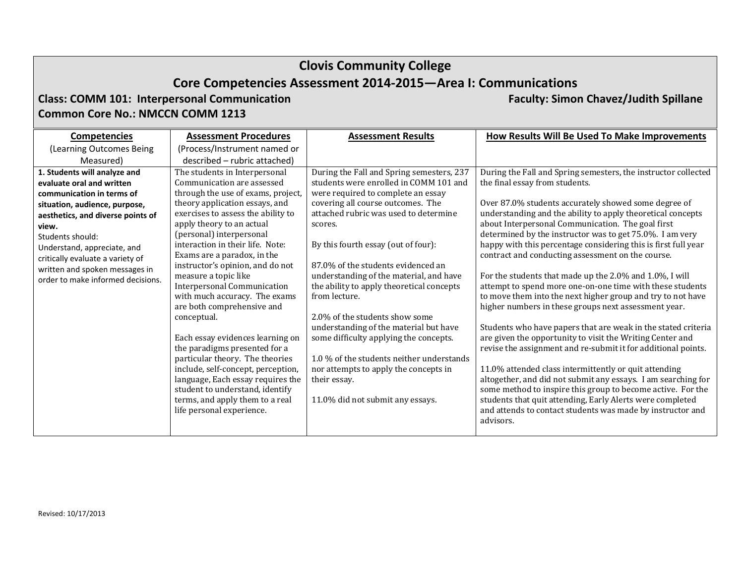# Clovis Community College

## Core Competencies Assessment 2014-2015—Area I: Communications

**Class: COMM 101: Interpersonal Communication** **Faculty: Simon Chavez/Judith Spillane**

**Common Core No.: NMCCN COMM 1213**

| **Competencies** (Learning Outcomes Being Measured) | **Assessment Procedures** (Process/Instrument named or described – rubric attached) | **Assessment Results** | **How Results Will Be Used To Make Improvements** |
|---|---|---|---|
| **1. Students will analyze and evaluate oral and written communication in terms of situation, audience, purpose, aesthetics, and diverse points of view.**<br>Students should:<br>Understand, appreciate, and critically evaluate a variety of written and spoken messages in order to make informed decisions. | The students in Interpersonal Communication are assessed through the use of exams, project, theory application essays, and exercises to assess the ability to apply theory to an actual (personal) interpersonal interaction in their life. Note: Exams are a paradox, in the instructor's opinion, and do not measure a topic like Interpersonal Communication with much accuracy. The exams are both comprehensive and conceptual.<br><br>Each essay evidences learning on the paradigms presented for a particular theory. The theories include, self-concept, perception, language, Each essay requires the student to understand, identify terms, and apply them to a real life personal experience. | During the Fall and Spring semesters, 237 students were enrolled in COMM 101 and were required to complete an essay covering all course outcomes. The attached rubric was used to determine scores.<br><br>By this fourth essay (out of four):<br><br>87.0% of the students evidenced an understanding of the material, and have the ability to apply theoretical concepts from lecture.<br><br>2.0% of the students show some understanding of the material but have some difficulty applying the concepts.<br><br>1.0 % of the students neither understands nor attempts to apply the concepts in their essay.<br><br>11.0% did not submit any essays. | During the Fall and Spring semesters, the instructor collected the final essay from students.<br><br>Over 87.0% students accurately showed some degree of understanding and the ability to apply theoretical concepts about Interpersonal Communication. The goal first determined by the instructor was to get 75.0%. I am very happy with this percentage considering this is first full year contract and conducting assessment on the course.<br><br>For the students that made up the 2.0% and 1.0%, I will attempt to spend more one-on-one time with these students to move them into the next higher group and try to not have higher numbers in these groups next assessment year.<br><br>Students who have papers that are weak in the stated criteria are given the opportunity to visit the Writing Center and revise the assignment and re-submit it for additional points.<br><br>11.0% attended class intermittently or quit attending altogether, and did not submit any essays. I am searching for some method to inspire this group to become active. For the students that quit attending, Early Alerts were completed and attends to contact students was made by instructor and advisors. |

Revised: 10/17/2013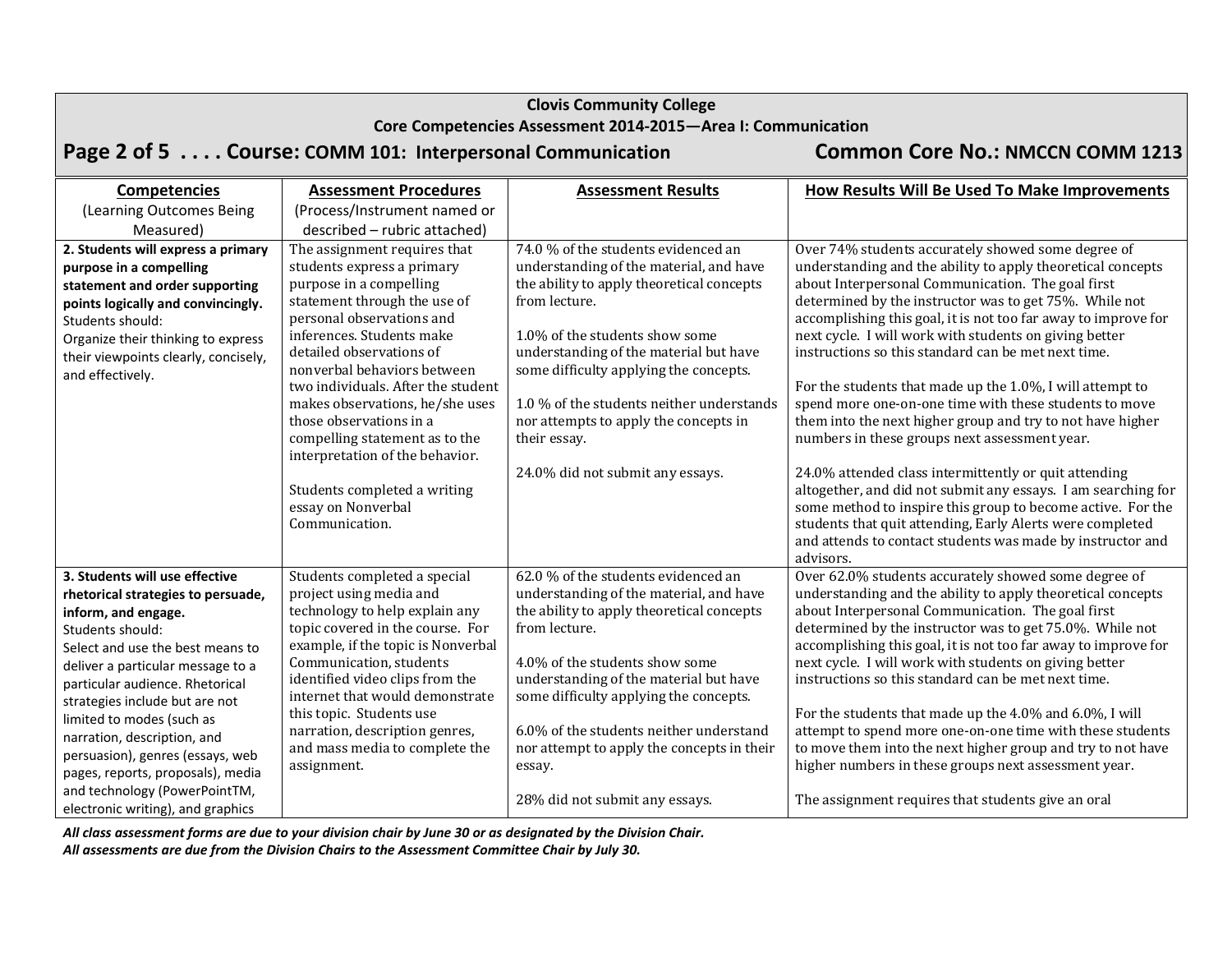**Clovis Community College**
**Core Competencies Assessment 2014-2015—Area I: Communication**

## Course: COMM 101: Interpersonal Communication — Common Core No.: NMCCN COMM 1213

| **Competencies** (Learning Outcomes Being Measured) | **Assessment Procedures** (Process/Instrument named or described – rubric attached) | **Assessment Results** | **How Results Will Be Used To Make Improvements** |
|---|---|---|---|
| **2. Students will express a primary purpose in a compelling statement and order supporting points logically and convincingly.** Students should: Organize their thinking to express their viewpoints clearly, concisely, and effectively. | The assignment requires that students express a primary purpose in a compelling statement through the use of personal observations and inferences. Students make detailed observations of nonverbal behaviors between two individuals. After the student makes observations, he/she uses those observations in a compelling statement as to the interpretation of the behavior.<br><br>Students completed a writing essay on Nonverbal Communication. | 74.0 % of the students evidenced an understanding of the material, and have the ability to apply theoretical concepts from lecture.<br><br>1.0% of the students show some understanding of the material but have some difficulty applying the concepts.<br><br>1.0 % of the students neither understands nor attempts to apply the concepts in their essay.<br><br>24.0% did not submit any essays. | Over 74% students accurately showed some degree of understanding and the ability to apply theoretical concepts about Interpersonal Communication. The goal first determined by the instructor was to get 75%. While not accomplishing this goal, it is not too far away to improve for next cycle. I will work with students on giving better instructions so this standard can be met next time.<br><br>For the students that made up the 1.0%, I will attempt to spend more one-on-one time with these students to move them into the next higher group and try to not have higher numbers in these groups next assessment year.<br><br>24.0% attended class intermittently or quit attending altogether, and did not submit any essays. I am searching for some method to inspire this group to become active. For the students that quit attending, Early Alerts were completed and attends to contact students was made by instructor and advisors. |
| **3. Students will use effective rhetorical strategies to persuade, inform, and engage.** Students should: Select and use the best means to deliver a particular message to a particular audience. Rhetorical strategies include but are not limited to modes (such as narration, description, and persuasion), genres (essays, web pages, reports, proposals), media and technology (PowerPointTM, electronic writing), and graphics | Students completed a special project using media and technology to help explain any topic covered in the course. For example, if the topic is Nonverbal Communication, students identified video clips from the internet that would demonstrate this topic. Students use narration, description genres, and mass media to complete the assignment. | 62.0 % of the students evidenced an understanding of the material, and have the ability to apply theoretical concepts from lecture.<br><br>4.0% of the students show some understanding of the material but have some difficulty applying the concepts.<br><br>6.0% of the students neither understand nor attempt to apply the concepts in their essay.<br><br>28% did not submit any essays. | Over 62.0% students accurately showed some degree of understanding and the ability to apply theoretical concepts about Interpersonal Communication. The goal first determined by the instructor was to get 75.0%. While not accomplishing this goal, it is not too far away to improve for next cycle. I will work with students on giving better instructions so this standard can be met next time.<br><br>For the students that made up the 4.0% and 6.0%, I will attempt to spend more one-on-one time with these students to move them into the next higher group and try to not have higher numbers in these groups next assessment year.<br><br>The assignment requires that students give an oral |

*All class assessment forms are due to your division chair by June 30 or as designated by the Division Chair.*
*All assessments are due from the Division Chairs to the Assessment Committee Chair by July 30.*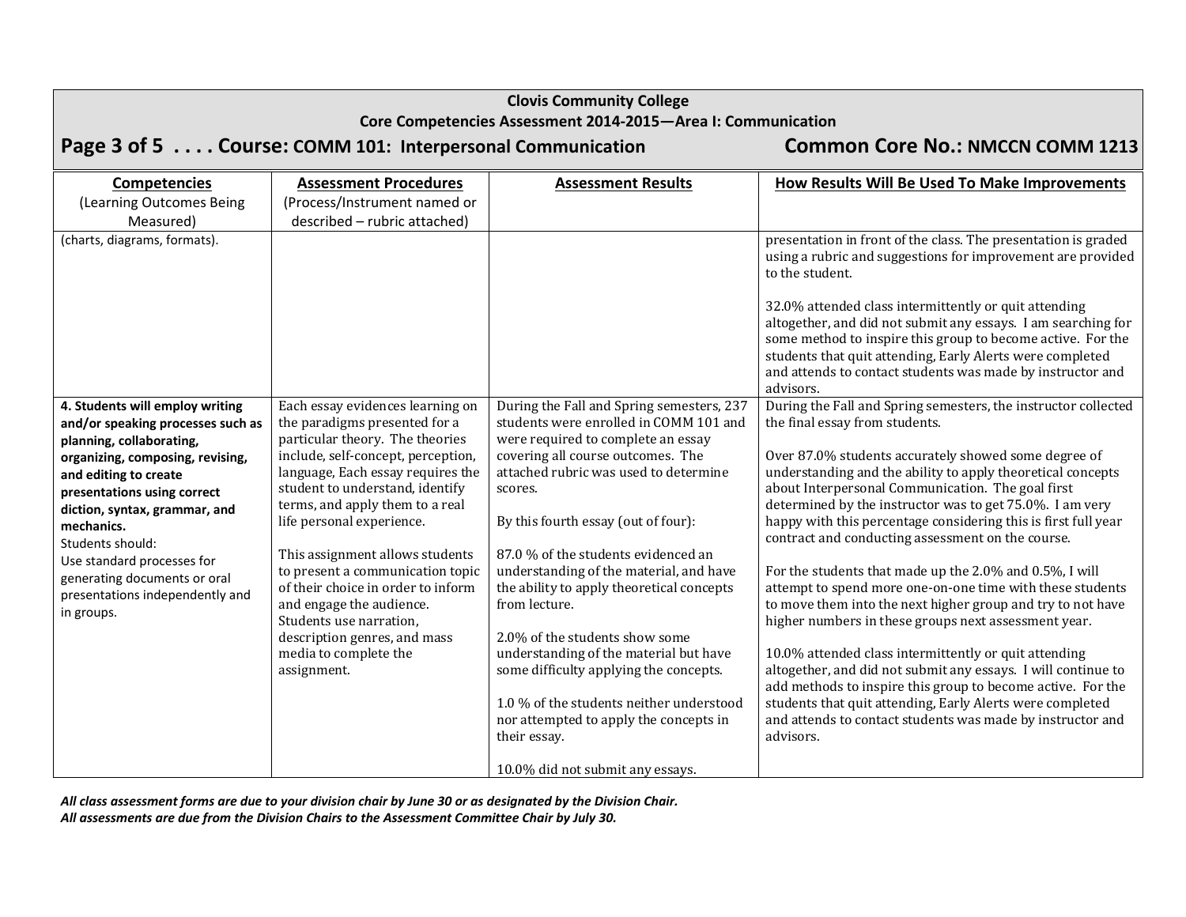**Clovis Community College**
**Core Competencies Assessment 2014-2015—Area I: Communication**

## Page 3 of 5 . . . . Course: COMM 101: Interpersonal Communication — Common Core No.: NMCCN COMM 1213

| Competencies (Learning Outcomes Being Measured) | Assessment Procedures (Process/Instrument named or described – rubric attached) | Assessment Results | How Results Will Be Used To Make Improvements |
|---|---|---|---|
| (charts, diagrams, formats). | | | presentation in front of the class. The presentation is graded using a rubric and suggestions for improvement are provided to the student.<br><br>32.0% attended class intermittently or quit attending altogether, and did not submit any essays. I am searching for some method to inspire this group to become active. For the students that quit attending, Early Alerts were completed and attends to contact students was made by instructor and advisors. |
| **4. Students will employ writing and/or speaking processes such as planning, collaborating, organizing, composing, revising, and editing to create presentations using correct diction, syntax, grammar, and mechanics.**<br>Students should:<br>Use standard processes for generating documents or oral presentations independently and in groups. | Each essay evidences learning on the paradigms presented for a particular theory. The theories include, self-concept, perception, language, Each essay requires the student to understand, identify terms, and apply them to a real life personal experience.<br><br>This assignment allows students to present a communication topic of their choice in order to inform and engage the audience. Students use narration, description genres, and mass media to complete the assignment. | During the Fall and Spring semesters, 237 students were enrolled in COMM 101 and were required to complete an essay covering all course outcomes. The attached rubric was used to determine scores.<br><br>By this fourth essay (out of four):<br><br>87.0 % of the students evidenced an understanding of the material, and have the ability to apply theoretical concepts from lecture.<br><br>2.0% of the students show some understanding of the material but have some difficulty applying the concepts.<br><br>1.0 % of the students neither understood nor attempted to apply the concepts in their essay.<br><br>10.0% did not submit any essays. | During the Fall and Spring semesters, the instructor collected the final essay from students.<br><br>Over 87.0% students accurately showed some degree of understanding and the ability to apply theoretical concepts about Interpersonal Communication. The goal first determined by the instructor was to get 75.0%. I am very happy with this percentage considering this is first full year contract and conducting assessment on the course.<br><br>For the students that made up the 2.0% and 0.5%, I will attempt to spend more one-on-one time with these students to move them into the next higher group and try to not have higher numbers in these groups next assessment year.<br><br>10.0% attended class intermittently or quit attending altogether, and did not submit any essays. I will continue to add methods to inspire this group to become active. For the students that quit attending, Early Alerts were completed and attends to contact students was made by instructor and advisors. |

***All class assessment forms are due to your division chair by June 30 or as designated by the Division Chair.***
***All assessments are due from the Division Chairs to the Assessment Committee Chair by July 30.***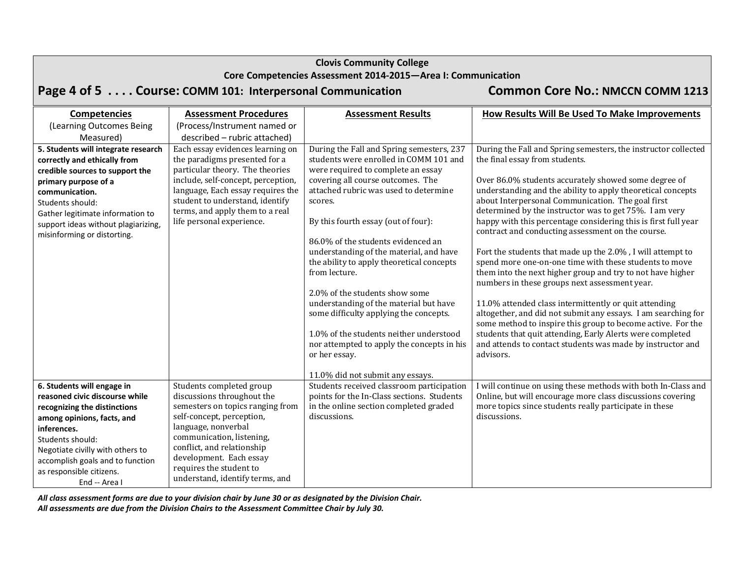**Clovis Community College**
**Core Competencies Assessment 2014-2015—Area I: Communication**

## Page 4 of 5 . . . . Course: COMM 101: Interpersonal Communication — Common Core No.: NMCCN COMM 1213

| **Competencies** (Learning Outcomes Being Measured) | **Assessment Procedures** (Process/Instrument named or described – rubric attached) | **Assessment Results** | **How Results Will Be Used To Make Improvements** |
|---|---|---|---|
| **5. Students will integrate research correctly and ethically from credible sources to support the primary purpose of a communication.**<br>Students should:<br>Gather legitimate information to support ideas without plagiarizing, misinforming or distorting. | Each essay evidences learning on the paradigms presented for a particular theory. The theories include, self-concept, perception, language, Each essay requires the student to understand, identify terms, and apply them to a real life personal experience. | During the Fall and Spring semesters, 237 students were enrolled in COMM 101 and were required to complete an essay covering all course outcomes. The attached rubric was used to determine scores.<br><br>By this fourth essay (out of four):<br><br>86.0% of the students evidenced an understanding of the material, and have the ability to apply theoretical concepts from lecture.<br><br>2.0% of the students show some understanding of the material but have some difficulty applying the concepts.<br><br>1.0% of the students neither understood nor attempted to apply the concepts in his or her essay.<br><br>11.0% did not submit any essays. | During the Fall and Spring semesters, the instructor collected the final essay from students.<br><br>Over 86.0% students accurately showed some degree of understanding and the ability to apply theoretical concepts about Interpersonal Communication. The goal first determined by the instructor was to get 75%. I am very happy with this percentage considering this is first full year contract and conducting assessment on the course.<br><br>Fort the students that made up the 2.0% , I will attempt to spend more one-on-one time with these students to move them into the next higher group and try to not have higher numbers in these groups next assessment year.<br><br>11.0% attended class intermittently or quit attending altogether, and did not submit any essays. I am searching for some method to inspire this group to become active. For the students that quit attending, Early Alerts were completed and attends to contact students was made by instructor and advisors. |
| **6. Students will engage in reasoned civic discourse while recognizing the distinctions among opinions, facts, and inferences.**<br>Students should:<br>Negotiate civilly with others to accomplish goals and to function as responsible citizens.<br>End -- Area I | Students completed group discussions throughout the semesters on topics ranging from self-concept, perception, language, nonverbal communication, listening, conflict, and relationship development. Each essay requires the student to understand, identify terms, and | Students received classroom participation points for the In-Class sections. Students in the online section completed graded discussions. | I will continue on using these methods with both In-Class and Online, but will encourage more class discussions covering more topics since students really participate in these discussions. |

*All class assessment forms are due to your division chair by June 30 or as designated by the Division Chair.*
*All assessments are due from the Division Chairs to the Assessment Committee Chair by July 30.*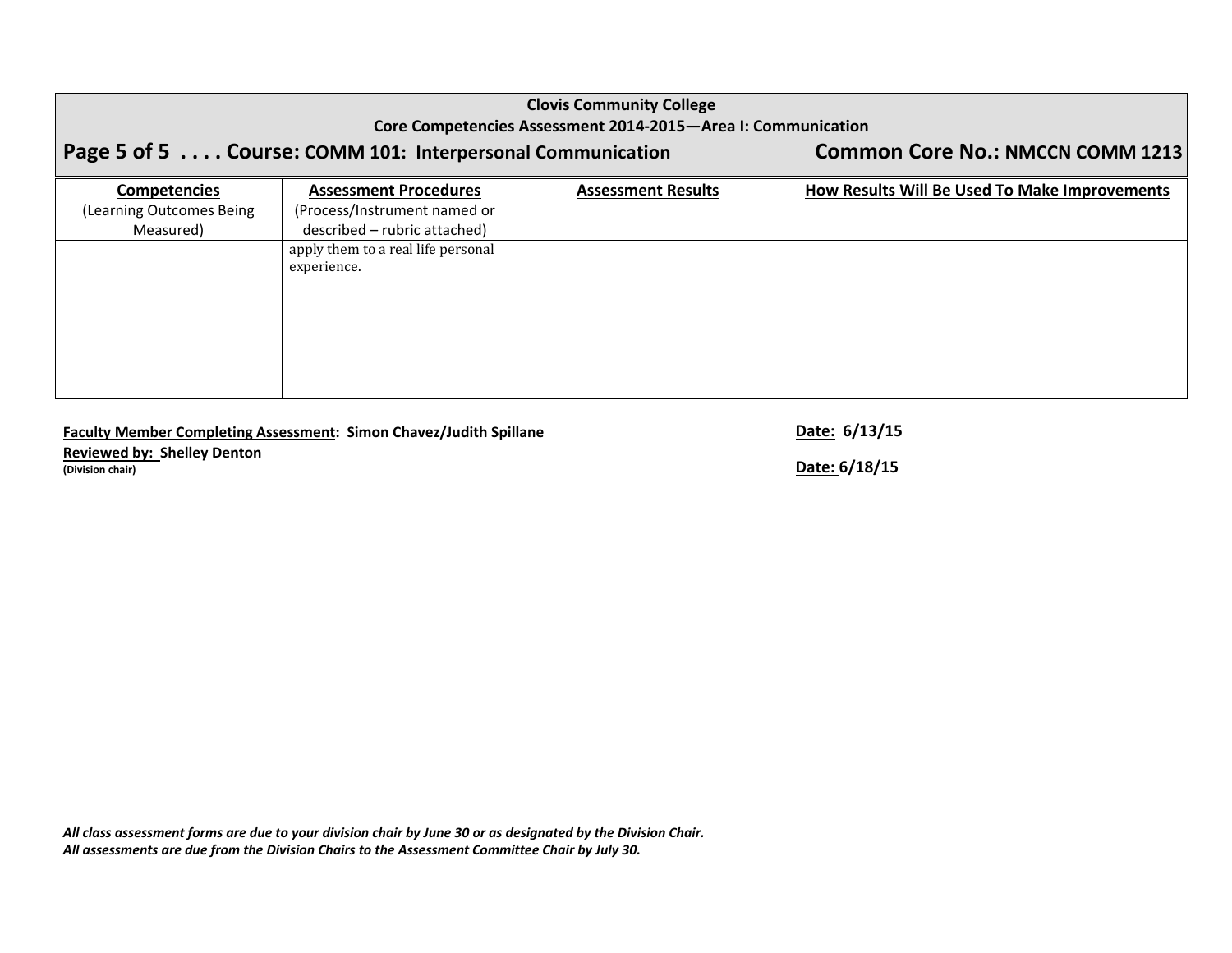**Clovis Community College**
**Core Competencies Assessment 2014-2015—Area I: Communication**

## Page 5 of 5 . . . . Course: COMM 101: Interpersonal Communication — Common Core No.: NMCCN COMM 1213

| **Competencies** (Learning Outcomes Being Measured) | **Assessment Procedures** (Process/Instrument named or described – rubric attached) | **Assessment Results** | **How Results Will Be Used To Make Improvements** |
|---|---|---|---|
| | apply them to a real life personal experience. | | |

**Faculty Member Completing Assessment: Simon Chavez/Judith Spillane** — **Date: 6/13/15**

**Reviewed by: Shelley Denton**
**(Division chair)** — **Date: 6/18/15**

***All class assessment forms are due to your division chair by June 30 or as designated by the Division Chair.***
***All assessments are due from the Division Chairs to the Assessment Committee Chair by July 30.***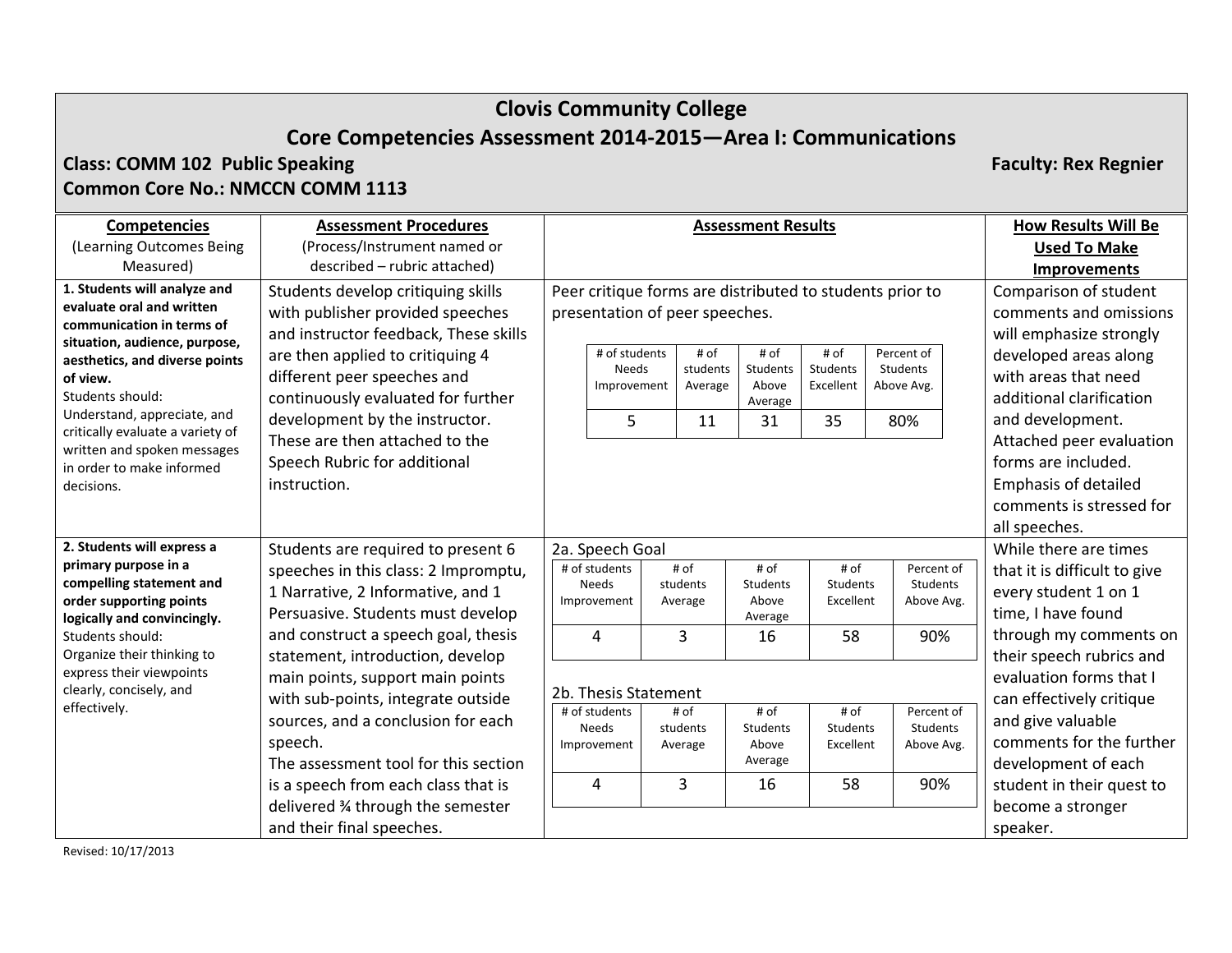# Clovis Community College

## Core Competencies Assessment 2014-2015—Area I: Communications

**Class: COMM 102 Public Speaking** **Faculty: Rex Regnier**

**Common Core No.: NMCCN COMM 1113**

| **Competencies** (Learning Outcomes Being Measured) | **Assessment Procedures** (Process/Instrument named or described – rubric attached) | **Assessment Results** | **How Results Will Be Used To Make Improvements** |
|---|---|---|---|
| **1. Students will analyze and evaluate oral and written communication in terms of situation, audience, purpose, aesthetics, and diverse points of view.** Students should: Understand, appreciate, and critically evaluate a variety of written and spoken messages in order to make informed decisions. | Students develop critiquing skills with publisher provided speeches and instructor feedback, These skills are then applied to critiquing 4 different peer speeches and continuously evaluated for further development by the instructor. These are then attached to the Speech Rubric for additional instruction. | Peer critique forms are distributed to students prior to presentation of peer speeches. <br><br> # of students Needs Improvement: 5; # of students Average: 11; # of Students Above Average: 31; # of Students Excellent: 35; Percent of Students Above Avg.: 80% | Comparison of student comments and omissions will emphasize strongly developed areas along with areas that need additional clarification and development. Attached peer evaluation forms are included. Emphasis of detailed comments is stressed for all speeches. |
| **2. Students will express a primary purpose in a compelling statement and order supporting points logically and convincingly.** Students should: Organize their thinking to express their viewpoints clearly, concisely, and effectively. | Students are required to present 6 speeches in this class: 2 Impromptu, 1 Narrative, 2 Informative, and 1 Persuasive. Students must develop and construct a speech goal, thesis statement, introduction, develop main points, support main points with sub-points, integrate outside sources, and a conclusion for each speech. The assessment tool for this section is a speech from each class that is delivered ¾ through the semester and their final speeches. | 2a. Speech Goal <br> # of students Needs Improvement: 4; # of students Average: 3; # of Students Above Average: 16; # of Students Excellent: 58; Percent of Students Above Avg.: 90% <br><br> 2b. Thesis Statement <br> # of students Needs Improvement: 4; # of students Average: 3; # of Students Above Average: 16; # of Students Excellent: 58; Percent of Students Above Avg.: 90% | While there are times that it is difficult to give every student 1 on 1 time, I have found through my comments on their speech rubrics and evaluation forms that I can effectively critique and give valuable comments for the further development of each student in their quest to become a stronger speaker. |

**Competency 1 – Peer critique results**

| # of students Needs Improvement | # of students Average | # of Students Above Average | # of Students Excellent | Percent of Students Above Avg. |
|---|---|---|---|---|
| 5 | 11 | 31 | 35 | 80% |

**2a. Speech Goal**

| # of students Needs Improvement | # of students Average | # of Students Above Average | # of Students Excellent | Percent of Students Above Avg. |
|---|---|---|---|---|
| 4 | 3 | 16 | 58 | 90% |

**2b. Thesis Statement**

| # of students Needs Improvement | # of students Average | # of Students Above Average | # of Students Excellent | Percent of Students Above Avg. |
|---|---|---|---|---|
| 4 | 3 | 16 | 58 | 90% |

Revised: 10/17/2013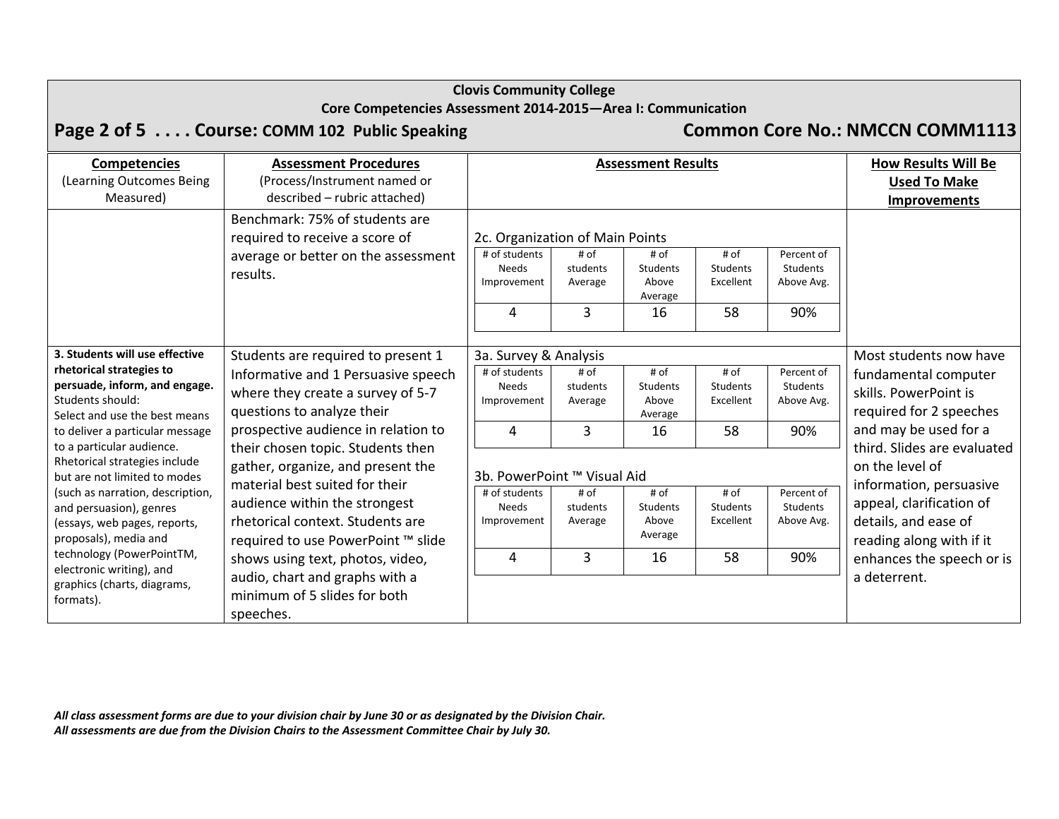**Clovis Community College**
**Core Competencies Assessment 2014-2015—Area I: Communication**

**Page 2 of 5 . . . . Course: COMM 102 Public Speaking** **Common Core No.: NMCCN COMM1113**

| **Competencies** (Learning Outcomes Being Measured) | **Assessment Procedures** (Process/Instrument named or described – rubric attached) | **Assessment Results** | **How Results Will Be Used To Make Improvements** |
|---|---|---|---|
| | Benchmark: 75% of students are required to receive a score of average or better on the assessment results. | 2c. Organization of Main Points<br><br># of students Needs Improvement: 4 / # of students Average: 3 / # of Students Above Average: 16 / # of Students Excellent: 58 / Percent of Students Above Avg.: 90% | |
| **3. Students will use effective rhetorical strategies to persuade, inform, and engage.** Students should: Select and use the best means to deliver a particular message to a particular audience. Rhetorical strategies include but are not limited to modes (such as narration, description, and persuasion), genres (essays, web pages, reports, proposals), media and technology (PowerPointTM, electronic writing), and graphics (charts, diagrams, formats). | Students are required to present 1 Informative and 1 Persuasive speech where they create a survey of 5-7 questions to analyze their prospective audience in relation to their chosen topic. Students then gather, organize, and present the material best suited for their audience within the strongest rhetorical context. Students are required to use PowerPoint ™ slide shows using text, photos, video, audio, chart and graphs with a minimum of 5 slides for both speeches. | 3a. Survey & Analysis<br><br># of students Needs Improvement: 4 / # of students Average: 3 / # of Students Above Average: 16 / # of Students Excellent: 58 / Percent of Students Above Avg.: 90%<br><br>3b. PowerPoint ™ Visual Aid<br><br># of students Needs Improvement: 4 / # of students Average: 3 / # of Students Above Average: 16 / # of Students Excellent: 58 / Percent of Students Above Avg.: 90% | Most students now have fundamental computer skills. PowerPoint is required for 2 speeches and may be used for a third. Slides are evaluated on the level of information, persuasive appeal, clarification of details, and ease of reading along with if it enhances the speech or is a deterrent. |

*All class assessment forms are due to your division chair by June 30 or as designated by the Division Chair.*
*All assessments are due from the Division Chairs to the Assessment Committee Chair by July 30.*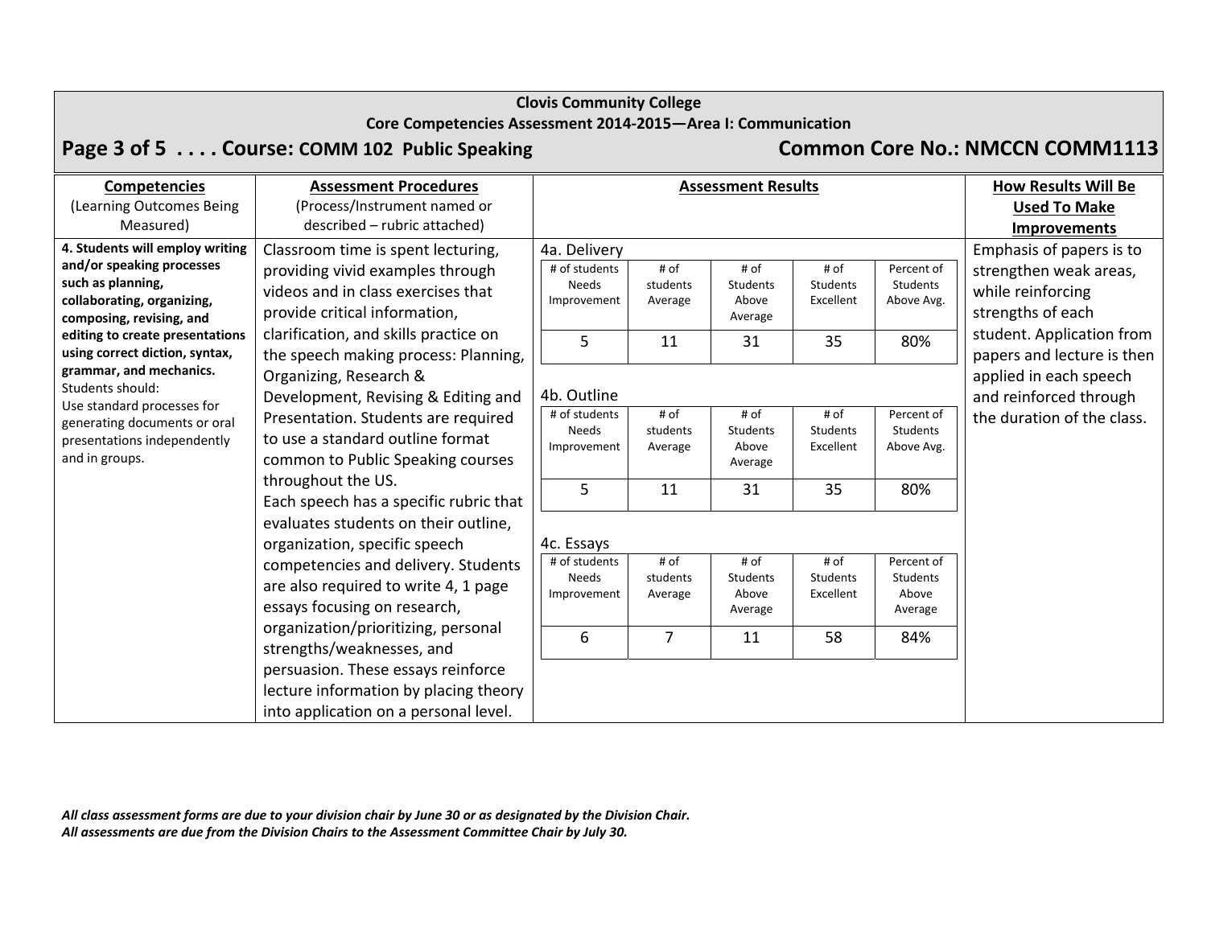**Clovis Community College**

**Core Competencies Assessment 2014-2015—Area I: Communication**

## Page 3 of 5 . . . . Course: COMM 102 Public Speaking — Common Core No.: NMCCN COMM1113

| **Competencies** (Learning Outcomes Being Measured) | **Assessment Procedures** (Process/Instrument named or described – rubric attached) | **Assessment Results** | **How Results Will Be Used To Make Improvements** |
|---|---|---|---|
| **4. Students will employ writing and/or speaking processes such as planning, collaborating, organizing, composing, revising, and editing to create presentations using correct diction, syntax, grammar, and mechanics.** Students should: Use standard processes for generating documents or oral presentations independently and in groups. | Classroom time is spent lecturing, providing vivid examples through videos and in class exercises that provide critical information, clarification, and skills practice on the speech making process: Planning, Organizing, Research & Development, Revising & Editing and Presentation. Students are required to use a standard outline format common to Public Speaking courses throughout the US. Each speech has a specific rubric that evaluates students on their outline, organization, specific speech competencies and delivery. Students are also required to write 4, 1 page essays focusing on research, organization/prioritizing, personal strengths/weaknesses, and persuasion. These essays reinforce lecture information by placing theory into application on a personal level. | See tables 4a–4c below | Emphasis of papers is to strengthen weak areas, while reinforcing strengths of each student. Application from papers and lecture is then applied in each speech and reinforced through the duration of the class. |

**4a. Delivery**

| # of students Needs Improvement | # of students Average | # of Students Above Average | # of Students Excellent | Percent of Students Above Avg. |
|---|---|---|---|---|
| 5 | 11 | 31 | 35 | 80% |

**4b. Outline**

| # of students Needs Improvement | # of students Average | # of Students Above Average | # of Students Excellent | Percent of Students Above Avg. |
|---|---|---|---|---|
| 5 | 11 | 31 | 35 | 80% |

**4c. Essays**

| # of students Needs Improvement | # of students Average | # of Students Above Average | # of Students Excellent | Percent of Students Above Average |
|---|---|---|---|---|
| 6 | 7 | 11 | 58 | 84% |

***All class assessment forms are due to your division chair by June 30 or as designated by the Division Chair.***
***All assessments are due from the Division Chairs to the Assessment Committee Chair by July 30.***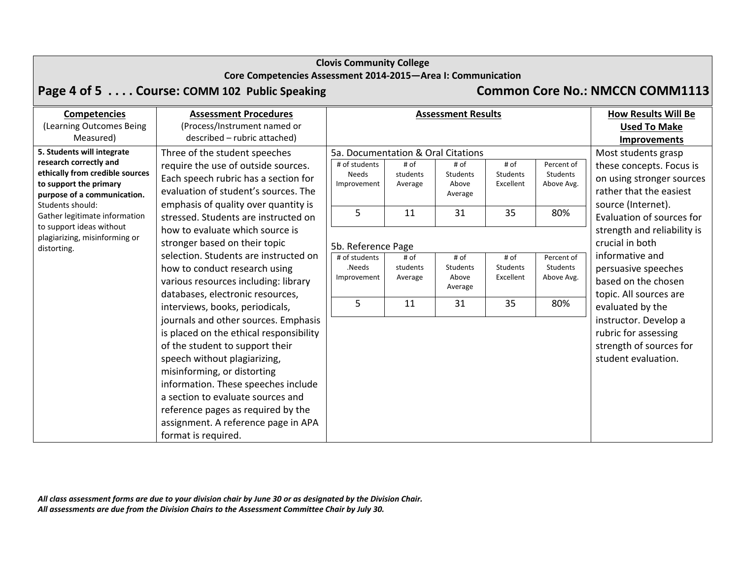**Clovis Community College**
**Core Competencies Assessment 2014-2015—Area I: Communication**

## Page 4 of 5 . . . . Course: COMM 102 Public Speaking — Common Core No.: NMCCN COMM1113

| Competencies (Learning Outcomes Being Measured) | Assessment Procedures (Process/Instrument named or described – rubric attached) | Assessment Results | How Results Will Be Used To Make Improvements |
|---|---|---|---|
| **5. Students will integrate research correctly and ethically from credible sources to support the primary purpose of a communication.** Students should: Gather legitimate information to support ideas without plagiarizing, misinforming or distorting. | Three of the student speeches require the use of outside sources. Each speech rubric has a section for evaluation of student's sources. The emphasis of quality over quantity is stressed. Students are instructed on how to evaluate which source is stronger based on their topic selection. Students are instructed on how to conduct research using various resources including: library databases, electronic resources, interviews, books, periodicals, journals and other sources. Emphasis is placed on the ethical responsibility of the student to support their speech without plagiarizing, misinforming, or distorting information. These speeches include a section to evaluate sources and reference pages as required by the assignment. A reference page in APA format is required. | See tables 5a and 5b below. | Most students grasp these concepts. Focus is on using stronger sources rather that the easiest source (Internet). Evaluation of sources for strength and reliability is crucial in both informative and persuasive speeches based on the chosen topic. All sources are evaluated by the instructor. Develop a rubric for assessing strength of sources for student evaluation. |

5a. Documentation & Oral Citations

| # of students Needs Improvement | # of students Average | # of Students Above Average | # of Students Excellent | Percent of Students Above Avg. |
|---|---|---|---|---|
| 5 | 11 | 31 | 35 | 80% |

5b. Reference Page

| # of students .Needs Improvement | # of students Average | # of Students Above Average | # of Students Excellent | Percent of Students Above Avg. |
|---|---|---|---|---|
| 5 | 11 | 31 | 35 | 80% |

*All class assessment forms are due to your division chair by June 30 or as designated by the Division Chair.*
*All assessments are due from the Division Chairs to the Assessment Committee Chair by July 30.*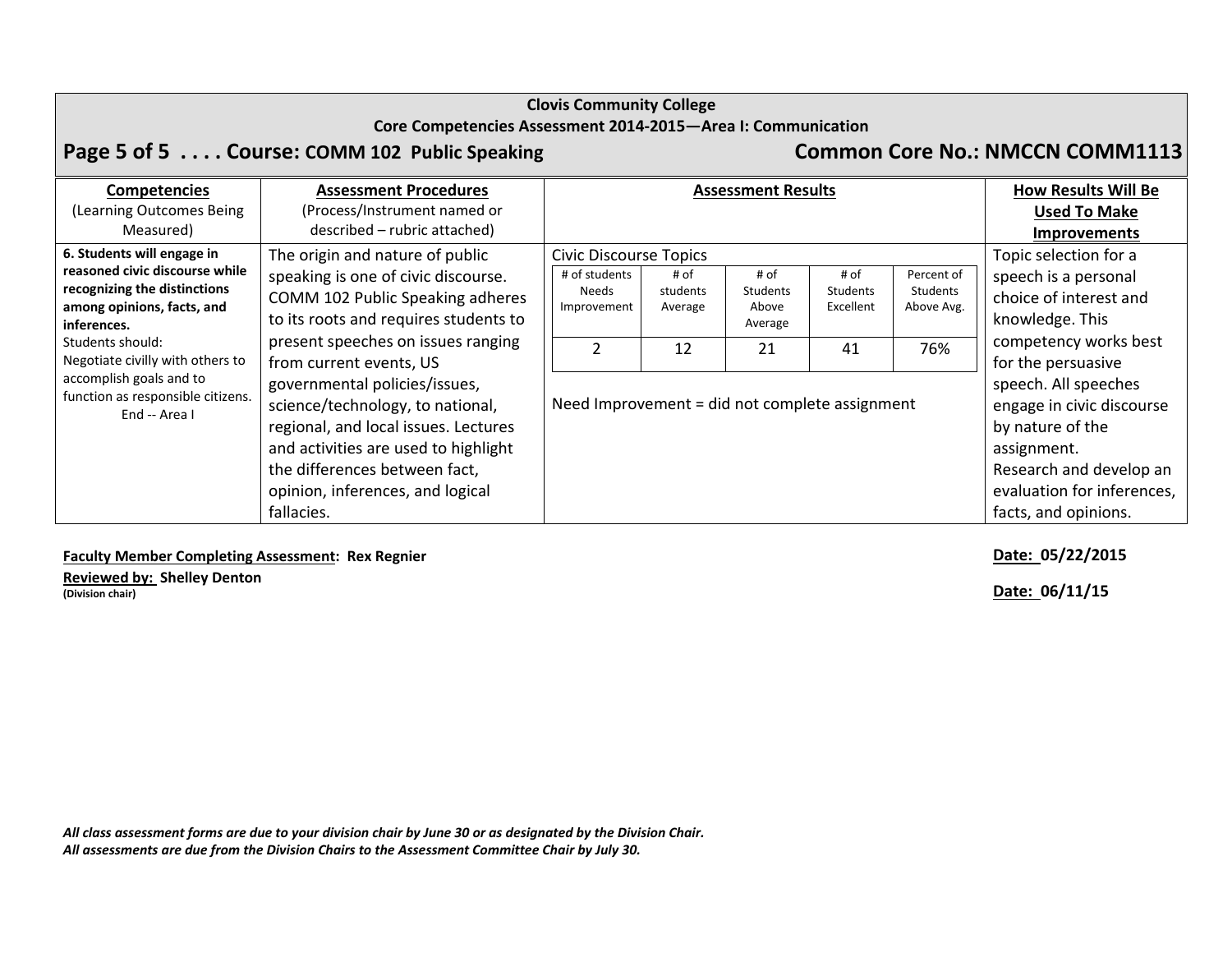**Clovis Community College**
**Core Competencies Assessment 2014-2015—Area I: Communication**

## Page 5 of 5 . . . . Course: COMM 102 Public Speaking — Common Core No.: NMCCN COMM1113

| **Competencies** (Learning Outcomes Being Measured) | **Assessment Procedures** (Process/Instrument named or described – rubric attached) | **Assessment Results** | **How Results Will Be Used To Make Improvements** |
|---|---|---|---|
| **6. Students will engage in reasoned civic discourse while recognizing the distinctions among opinions, facts, and inferences.** Students should: Negotiate civilly with others to accomplish goals and to function as responsible citizens. End -- Area I | The origin and nature of public speaking is one of civic discourse. COMM 102 Public Speaking adheres to its roots and requires students to present speeches on issues ranging from current events, US governmental policies/issues, science/technology, to national, regional, and local issues. Lectures and activities are used to highlight the differences between fact, opinion, inferences, and logical fallacies. | Civic Discourse Topics (see table below). Need Improvement = did not complete assignment | Topic selection for a speech is a personal choice of interest and knowledge. This competency works best for the persuasive speech. All speeches engage in civic discourse by nature of the assignment. Research and develop an evaluation for inferences, facts, and opinions. |

Civic Discourse Topics

| # of students Needs Improvement | # of students Average | # of Students Above Average | # of Students Excellent | Percent of Students Above Avg. |
|---|---|---|---|---|
| 2 | 12 | 21 | 41 | 76% |

Need Improvement = did not complete assignment

**Faculty Member Completing Assessment: Rex Regnier** — **Date: 05/22/2015**

**Reviewed by: Shelley Denton** — **Date: 06/11/15**
**(Division chair)**

***All class assessment forms are due to your division chair by June 30 or as designated by the Division Chair.***
***All assessments are due from the Division Chairs to the Assessment Committee Chair by July 30.***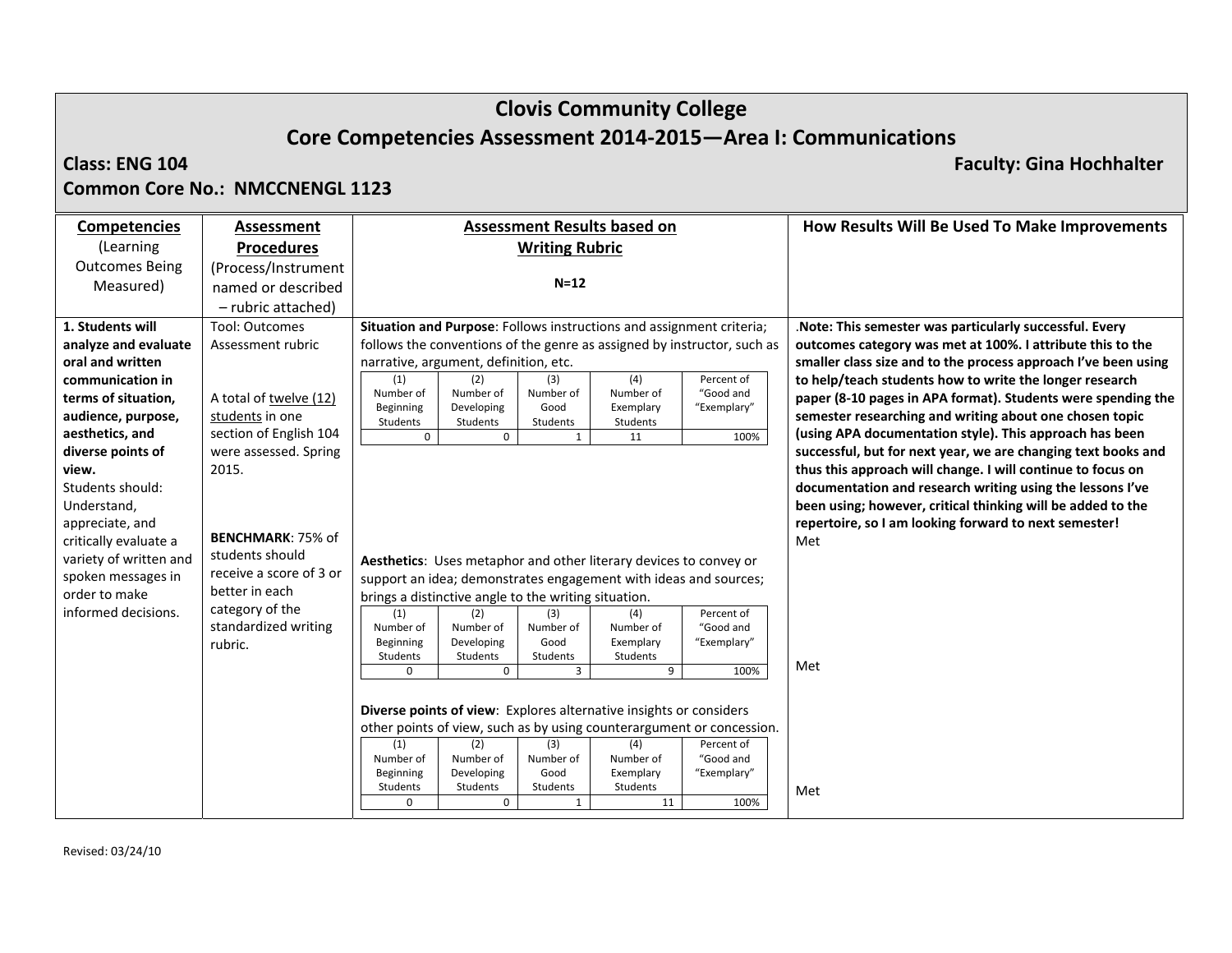# Clovis Community College

## Core Competencies Assessment 2014-2015—Area I: Communications

**Class: ENG 104** **Faculty: Gina Hochhalter**

**Common Core No.: NMCCNENGL 1123**

| **Competencies** (Learning Outcomes Being Measured) | **Assessment Procedures** (Process/Instrument named or described – rubric attached) | **Assessment Results based on Writing Rubric** N=12 | **How Results Will Be Used To Make Improvements** |
|---|---|---|---|
| **1. Students will analyze and evaluate oral and written communication in terms of situation, audience, purpose, aesthetics, and diverse points of view.** Students should: Understand, appreciate, and critically evaluate a variety of written and spoken messages in order to make informed decisions. | Tool: Outcomes Assessment rubric<br><br>A total of twelve (12) students in one section of English 104 were assessed. Spring 2015.<br><br>**BENCHMARK**: 75% of students should receive a score of 3 or better in each category of the standardized writing rubric. | **Situation and Purpose**: Follows instructions and assignment criteria; follows the conventions of the genre as assigned by instructor, such as narrative, argument, definition, etc.<br>(1) Number of Beginning Students: 0; (2) Number of Developing Students: 0; (3) Number of Good Students: 1; (4) Number of Exemplary Students: 11; Percent of "Good and "Exemplary": 100% | .**Note: This semester was particularly successful. Every outcomes category was met at 100%. I attribute this to the smaller class size and to the process approach I've been using to help/teach students how to write the longer research paper (8-10 pages in APA format). Students were spending the semester researching and writing about one chosen topic (using APA documentation style). This approach has been successful, but for next year, we are changing text books and thus this approach will change. I will continue to focus on documentation and research writing using the lessons I've been using; however, critical thinking will be added to the repertoire, so I am looking forward to next semester!**<br>Met |
| | | **Aesthetics**: Uses metaphor and other literary devices to convey or support an idea; demonstrates engagement with ideas and sources; brings a distinctive angle to the writing situation.<br>(1) Number of Beginning Students: 0; (2) Number of Developing Students: 0; (3) Number of Good Students: 3; (4) Number of Exemplary Students: 9; Percent of "Good and "Exemplary": 100% | Met |
| | | **Diverse points of view**: Explores alternative insights or considers other points of view, such as by using counterargument or concession.<br>(1) Number of Beginning Students: 0; (2) Number of Developing Students: 0; (3) Number of Good Students: 1; (4) Number of Exemplary Students: 11; Percent of "Good and "Exemplary": 100% | Met |

Revised: 03/24/10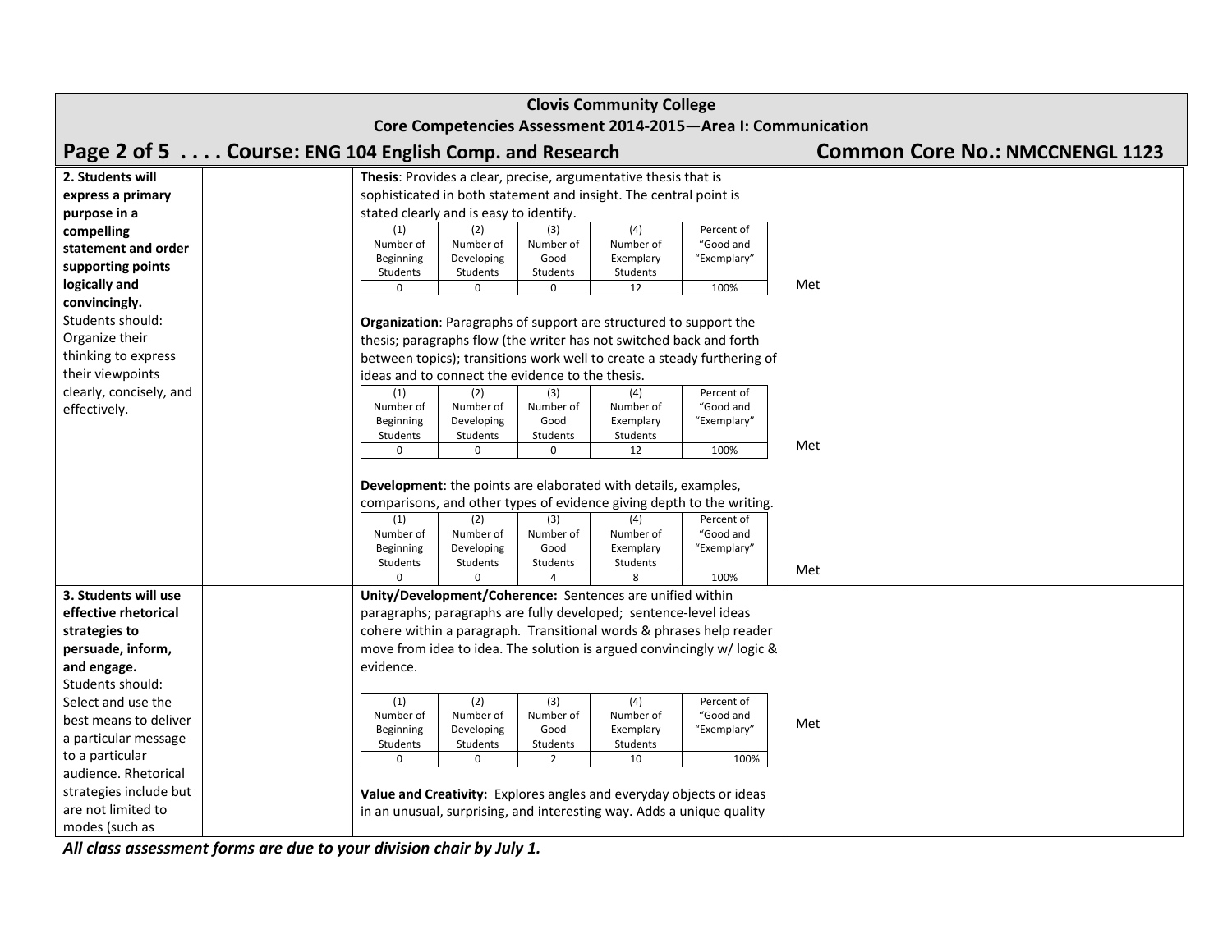**Clovis Community College**

**Core Competencies Assessment 2014-2015—Area I: Communication**

## Course: ENG 104 English Comp. and Research — Common Core No.: NMCCNENGL 1123

**2. Students will express a primary purpose in a compelling statement and order supporting points logically and convincingly.**
Students should: Organize their thinking to express their viewpoints clearly, concisely, and effectively.

**Thesis**: Provides a clear, precise, argumentative thesis that is sophisticated in both statement and insight. The central point is stated clearly and is easy to identify.

| (1) Number of Beginning Students | (2) Number of Developing Students | (3) Number of Good Students | (4) Number of Exemplary Students | Percent of "Good and "Exemplary" |
|---|---|---|---|---|
| 0 | 0 | 0 | 12 | 100% |

Met

**Organization**: Paragraphs of support are structured to support the thesis; paragraphs flow (the writer has not switched back and forth between topics); transitions work well to create a steady furthering of ideas and to connect the evidence to the thesis.

| (1) Number of Beginning Students | (2) Number of Developing Students | (3) Number of Good Students | (4) Number of Exemplary Students | Percent of "Good and "Exemplary" |
|---|---|---|---|---|
| 0 | 0 | 0 | 12 | 100% |

Met

**Development**: the points are elaborated with details, examples, comparisons, and other types of evidence giving depth to the writing.

| (1) Number of Beginning Students | (2) Number of Developing Students | (3) Number of Good Students | (4) Number of Exemplary Students | Percent of "Good and "Exemplary" |
|---|---|---|---|---|
| 0 | 0 | 4 | 8 | 100% |

Met

**3. Students will use effective rhetorical strategies to persuade, inform, and engage.**
Students should: Select and use the best means to deliver a particular message to a particular audience. Rhetorical strategies include but are not limited to modes (such as

**Unity/Development/Coherence:** Sentences are unified within paragraphs; paragraphs are fully developed; sentence-level ideas cohere within a paragraph. Transitional words & phrases help reader move from idea to idea. The solution is argued convincingly w/ logic & evidence.

| (1) Number of Beginning Students | (2) Number of Developing Students | (3) Number of Good Students | (4) Number of Exemplary Students | Percent of "Good and "Exemplary" |
|---|---|---|---|---|
| 0 | 0 | 2 | 10 | 100% |

Met

**Value and Creativity:** Explores angles and everyday objects or ideas in an unusual, surprising, and interesting way. Adds a unique quality

***All class assessment forms are due to your division chair by July 1.***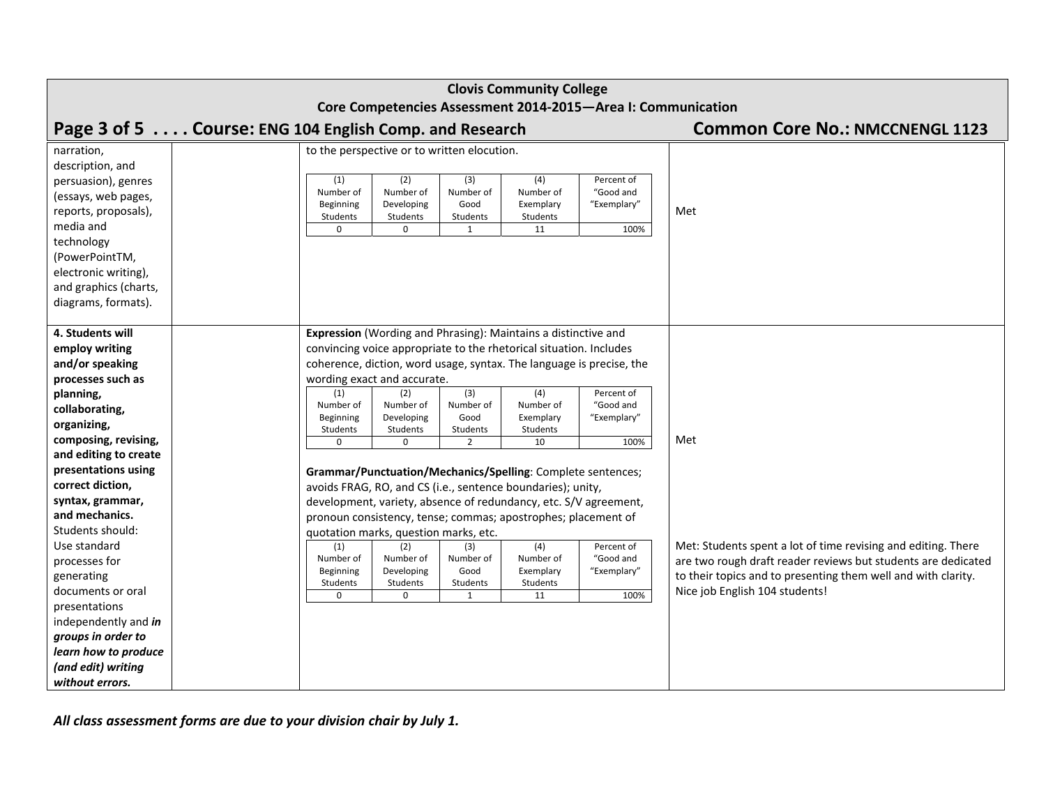**Clovis Community College**
**Core Competencies Assessment 2014-2015—Area I: Communication**

## Page 3 of 5 . . . . Course: ENG 104 English Comp. and Research — Common Core No.: NMCCNENGL 1123

| | | | |
|---|---|---|---|
| narration, description, and persuasion), genres (essays, web pages, reports, proposals), media and technology (PowerPointTM, electronic writing), and graphics (charts, diagrams, formats). | | to the perspective or to written elocution. | Met |
| **4. Students will employ writing and/or speaking processes such as planning, collaborating, organizing, composing, revising, and editing to create presentations using correct diction, syntax, grammar, and mechanics.** Students should: Use standard processes for generating documents or oral presentations independently and ***in groups in order to learn how to produce (and edit) writing without errors.*** | | **Expression** (Wording and Phrasing): Maintains a distinctive and convincing voice appropriate to the rhetorical situation. Includes coherence, diction, word usage, syntax. The language is precise, the wording exact and accurate. | Met |
| | | **Grammar/Punctuation/Mechanics/Spelling**: Complete sentences; avoids FRAG, RO, and CS (i.e., sentence boundaries); unity, development, variety, absence of redundancy, etc. S/V agreement, pronoun consistency, tense; commas; apostrophes; placement of quotation marks, question marks, etc. | Met: Students spent a lot of time revising and editing. There are two rough draft reader reviews but students are dedicated to their topics and to presenting them well and with clarity. Nice job English 104 students! |

Results (continued from previous criterion):

| (1) Number of Beginning Students | (2) Number of Developing Students | (3) Number of Good Students | (4) Number of Exemplary Students | Percent of "Good and "Exemplary" |
|---|---|---|---|---|
| 0 | 0 | 1 | 11 | 100% |

Expression:

| (1) Number of Beginning Students | (2) Number of Developing Students | (3) Number of Good Students | (4) Number of Exemplary Students | Percent of "Good and "Exemplary" |
|---|---|---|---|---|
| 0 | 0 | 2 | 10 | 100% |

Grammar/Punctuation/Mechanics/Spelling:

| (1) Number of Beginning Students | (2) Number of Developing Students | (3) Number of Good Students | (4) Number of Exemplary Students | Percent of "Good and "Exemplary" |
|---|---|---|---|---|
| 0 | 0 | 1 | 11 | 100% |

***All class assessment forms are due to your division chair by July 1.***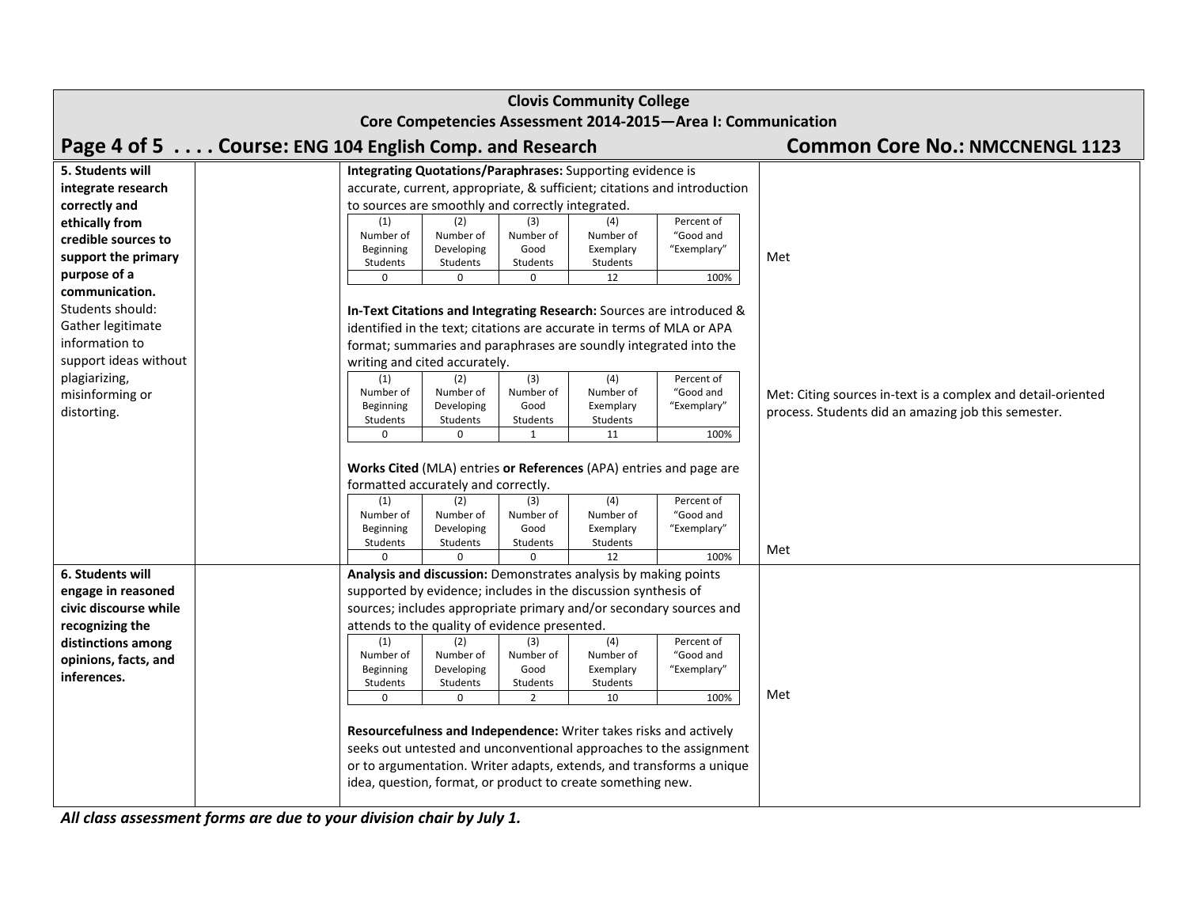**Clovis Community College**

**Core Competencies Assessment 2014-2015—Area I: Communication**

## Page 4 of 5 . . . . Course: ENG 104 English Comp. and Research — Common Core No.: NMCCNENGL 1123

**5. Students will integrate research correctly and ethically from credible sources to support the primary purpose of a communication.** Students should: Gather legitimate information to support ideas without plagiarizing, misinforming or distorting.

**Integrating Quotations/Paraphrases:** Supporting evidence is accurate, current, appropriate, & sufficient; citations and introduction to sources are smoothly and correctly integrated.

| (1) Number of Beginning Students | (2) Number of Developing Students | (3) Number of Good Students | (4) Number of Exemplary Students | Percent of "Good and "Exemplary" |
|---|---|---|---|---|
| 0 | 0 | 0 | 12 | 100% |

Met

**In-Text Citations and Integrating Research:** Sources are introduced & identified in the text; citations are accurate in terms of MLA or APA format; summaries and paraphrases are soundly integrated into the writing and cited accurately.

| (1) Number of Beginning Students | (2) Number of Developing Students | (3) Number of Good Students | (4) Number of Exemplary Students | Percent of "Good and "Exemplary" |
|---|---|---|---|---|
| 0 | 0 | 1 | 11 | 100% |

Met: Citing sources in-text is a complex and detail-oriented process. Students did an amazing job this semester.

**Works Cited** (MLA) entries **or References** (APA) entries and page are formatted accurately and correctly.

| (1) Number of Beginning Students | (2) Number of Developing Students | (3) Number of Good Students | (4) Number of Exemplary Students | Percent of "Good and "Exemplary" |
|---|---|---|---|---|
| 0 | 0 | 0 | 12 | 100% |

Met

**6. Students will engage in reasoned civic discourse while recognizing the distinctions among opinions, facts, and inferences.**

**Analysis and discussion:** Demonstrates analysis by making points supported by evidence; includes in the discussion synthesis of sources; includes appropriate primary and/or secondary sources and attends to the quality of evidence presented.

| (1) Number of Beginning Students | (2) Number of Developing Students | (3) Number of Good Students | (4) Number of Exemplary Students | Percent of "Good and "Exemplary" |
|---|---|---|---|---|
| 0 | 0 | 2 | 10 | 100% |

Met

**Resourcefulness and Independence:** Writer takes risks and actively seeks out untested and unconventional approaches to the assignment or to argumentation. Writer adapts, extends, and transforms a unique idea, question, format, or product to create something new.

***All class assessment forms are due to your division chair by July 1.***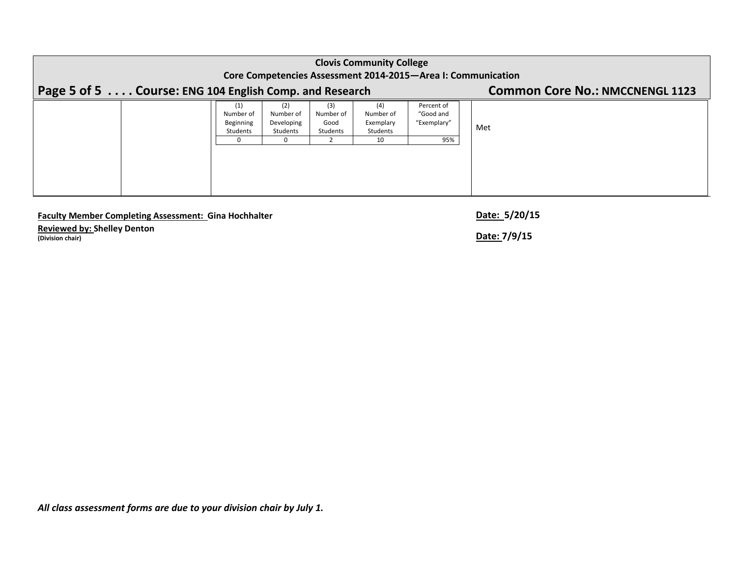**Clovis Community College**
**Core Competencies Assessment 2014-2015—Area I: Communication**

## Page 5 of 5 . . . . Course: ENG 104 English Comp. and Research — Common Core No.: NMCCNENGL 1123

| | | | |
|---|---|---|---|
| | | (1) Number of Beginning Students: 0; (2) Number of Developing Students: 0; (3) Number of Good Students: 2; (4) Number of Exemplary Students: 10; Percent of "Good and "Exemplary": 95% | Met |

| (1) Number of Beginning Students | (2) Number of Developing Students | (3) Number of Good Students | (4) Number of Exemplary Students | Percent of "Good and "Exemplary" |
|---|---|---|---|---|
| 0 | 0 | 2 | 10 | 95% |

**Faculty Member Completing Assessment: Gina Hochhalter** — **Date: 5/20/15**

**Reviewed by: Shelley Denton**
**(Division chair)** — **Date: 7/9/15**

***All class assessment forms are due to your division chair by July 1.***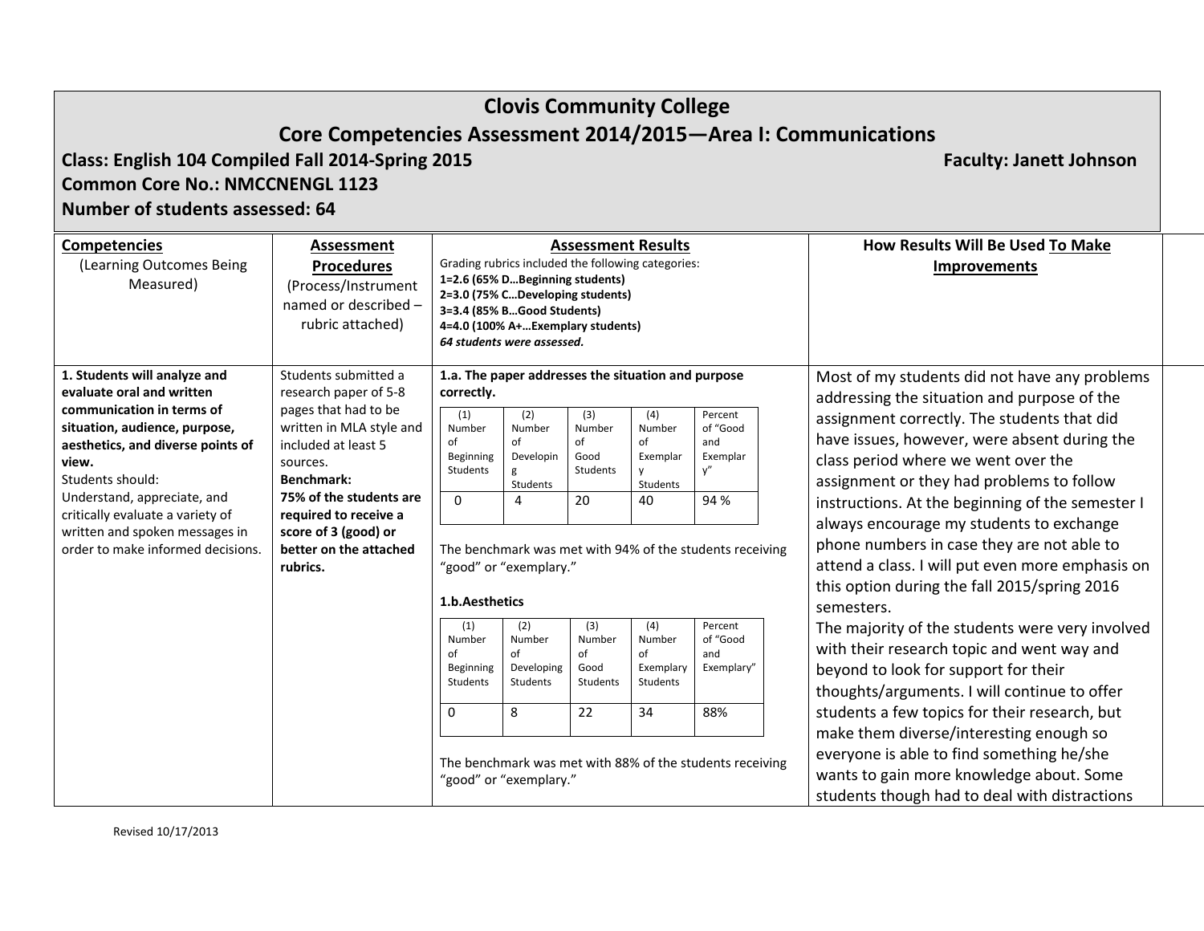# Clovis Community College

## Core Competencies Assessment 2014/2015—Area I: Communications

**Class: English 104 Compiled Fall 2014-Spring 2015** **Faculty: Janett Johnson**

**Common Core No.: NMCCNENGL 1123**

**Number of students assessed: 64**

| **Competencies** (Learning Outcomes Being Measured) | **Assessment Procedures** (Process/Instrument named or described – rubric attached) | **Assessment Results** Grading rubrics included the following categories: **1=2.6 (65% D…Beginning students)** **2=3.0 (75% C…Developing students)** **3=3.4 (85% B…Good Students)** **4=4.0 (100% A+…Exemplary students)** ***64 students were assessed.*** | **How Results Will Be Used To Make Improvements** |
|---|---|---|---|
| **1. Students will analyze and evaluate oral and written communication in terms of situation, audience, purpose, aesthetics, and diverse points of view.** Students should: Understand, appreciate, and critically evaluate a variety of written and spoken messages in order to make informed decisions. | Students submitted a research paper of 5-8 pages that had to be written in MLA style and included at least 5 sources. **Benchmark:** **75% of the students are required to receive a score of 3 (good) or better on the attached rubrics.** | **1.a. The paper addresses the situation and purpose correctly.** (1) Number of Beginning Students: 0; (2) Number of Developing Students: 4; (3) Number of Good Students: 20; (4) Number of Exemplary Students: 40; Percent of "Good and Exemplary": 94 %. The benchmark was met with 94% of the students receiving "good" or "exemplary." **1.b.Aesthetics** (1) Number of Beginning Students: 0; (2) Number of Developing Students: 8; (3) Number of Good Students: 22; (4) Number of Exemplary Students: 34; Percent of "Good and Exemplary": 88%. The benchmark was met with 88% of the students receiving "good" or "exemplary." | Most of my students did not have any problems addressing the situation and purpose of the assignment correctly. The students that did have issues, however, were absent during the class period where we went over the assignment or they had problems to follow instructions. At the beginning of the semester I always encourage my students to exchange phone numbers in case they are not able to attend a class. I will put even more emphasis on this option during the fall 2015/spring 2016 semesters. The majority of the students were very involved with their research topic and went way and beyond to look for support for their thoughts/arguments. I will continue to offer students a few topics for their research, but make them diverse/interesting enough so everyone is able to find something he/she wants to gain more knowledge about. Some students though had to deal with distractions |

**1.a. The paper addresses the situation and purpose correctly.**

| (1) Number of Beginning Students | (2) Number of Developing Students | (3) Number of Good Students | (4) Number of Exemplary Students | Percent of "Good and Exemplary" |
|---|---|---|---|---|
| 0 | 4 | 20 | 40 | 94 % |

**1.b.Aesthetics**

| (1) Number of Beginning Students | (2) Number of Developing Students | (3) Number of Good Students | (4) Number of Exemplary Students | Percent of "Good and Exemplary" |
|---|---|---|---|---|
| 0 | 8 | 22 | 34 | 88% |

Revised 10/17/2013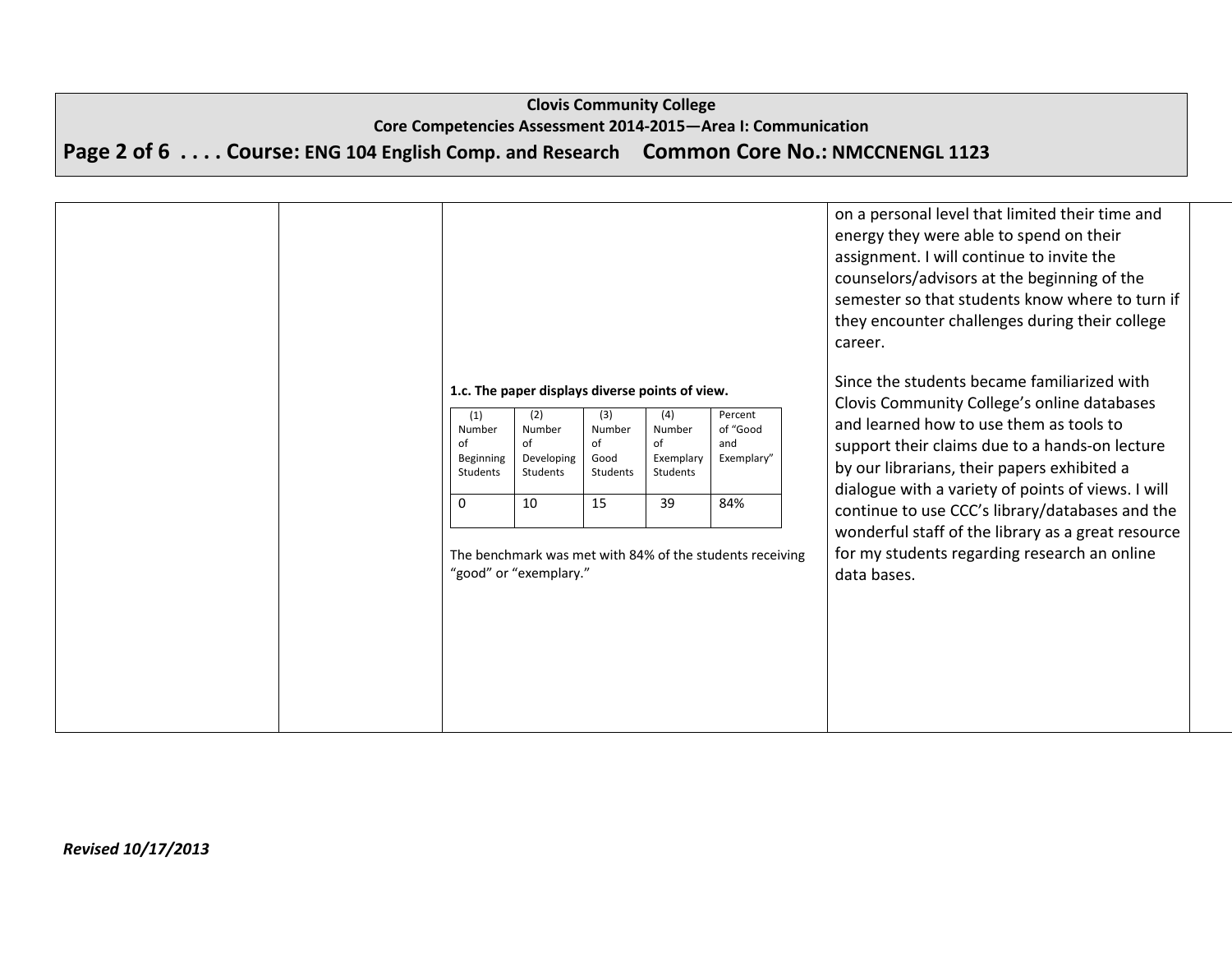on a personal level that limited their time and energy they were able to spend on their assignment. I will continue to invite the counselors/advisors at the beginning of the semester so that students know where to turn if they encounter challenges during their college career.

**1.c. The paper displays diverse points of view.**

| (1) Number of Beginning Students | (2) Number of Developing Students | (3) Number of Good Students | (4) Number of Exemplary Students | Percent of "Good and Exemplary" |
|---|---|---|---|---|
| 0 | 10 | 15 | 39 | 84% |

The benchmark was met with 84% of the students receiving "good" or "exemplary."

Since the students became familiarized with Clovis Community College's online databases and learned how to use them as tools to support their claims due to a hands-on lecture by our librarians, their papers exhibited a dialogue with a variety of points of views. I will continue to use CCC's library/databases and the wonderful staff of the library as a great resource for my students regarding research an online data bases.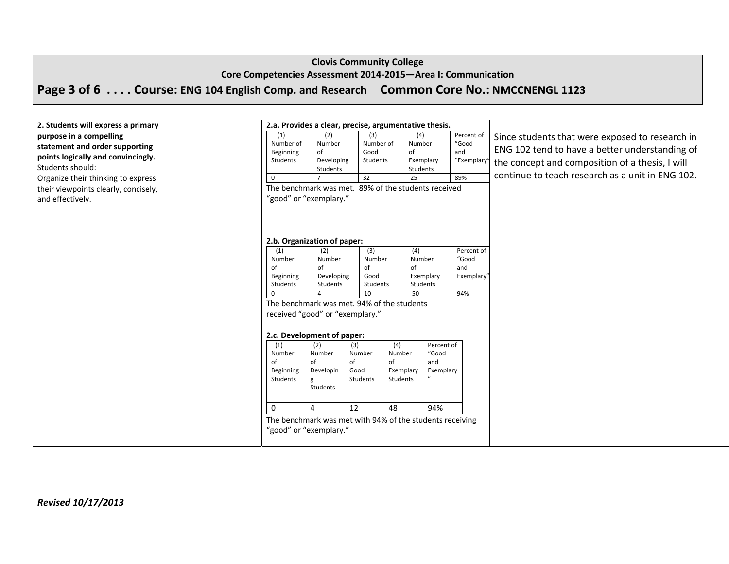**Clovis Community College**
**Core Competencies Assessment 2014-2015—Area I: Communication**

## Page 3 of 6 . . . . Course: ENG 104 English Comp. and Research Common Core No.: NMCCNENGL 1123

**2. Students will express a primary purpose in a compelling statement and order supporting points logically and convincingly.**
Students should:
Organize their thinking to express their viewpoints clearly, concisely, and effectively.

**2.a. Provides a clear, precise, argumentative thesis.**

| (1) Number of Beginning Students | (2) Number of Developing Students | (3) Number of Good Students | (4) Number of Exemplary Students | Percent of "Good and "Exemplary" |
|---|---|---|---|---|
| 0 | 7 | 32 | 25 | 89% |

The benchmark was met. 89% of the students received "good" or "exemplary."

**2.b. Organization of paper:**

| (1) Number of Beginning Students | (2) Number of Developing Students | (3) Number of Good Students | (4) Number of Exemplary Students | Percent of "Good and Exemplary" |
|---|---|---|---|---|
| 0 | 4 | 10 | 50 | 94% |

The benchmark was met. 94% of the students received "good" or "exemplary."

**2.c. Development of paper:**

| (1) Number of Beginning Students | (2) Number of Developing Students | (3) Number of Good Students | (4) Number of Exemplary Students | Percent of "Good and Exemplary" |
|---|---|---|---|---|
| 0 | 4 | 12 | 48 | 94% |

The benchmark was met with 94% of the students receiving "good" or "exemplary."

Since students that were exposed to research in ENG 102 tend to have a better understanding of the concept and composition of a thesis, I will continue to teach research as a unit in ENG 102.

*Revised 10/17/2013*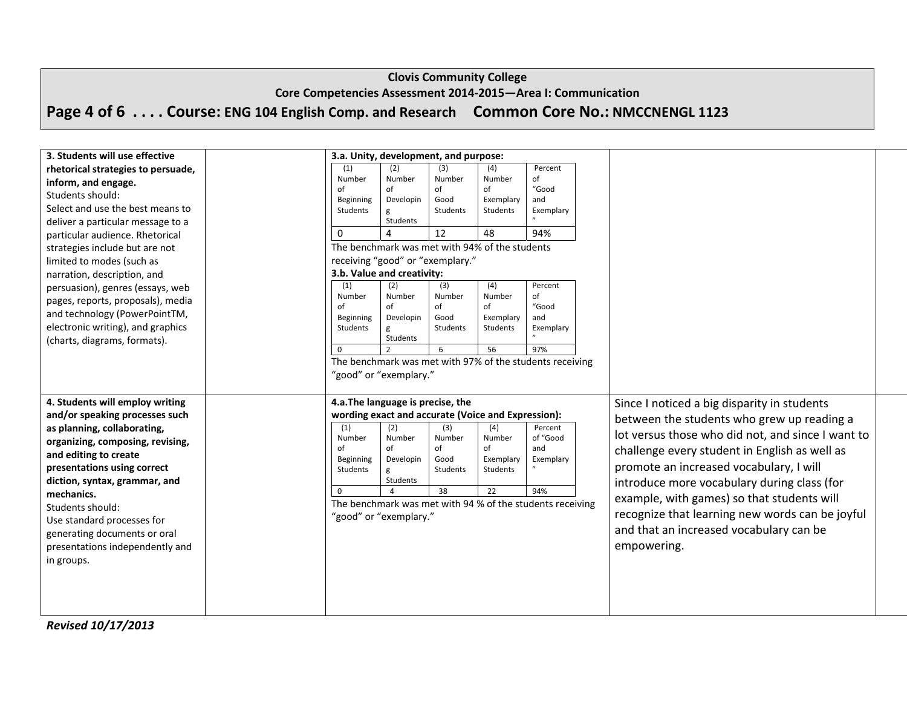**Clovis Community College**
**Core Competencies Assessment 2014-2015—Area I: Communication**

# Page 4 of 6 . . . . Course: ENG 104 English Comp. and Research  Common Core No.: NMCCNENGL 1123

**3. Students will use effective rhetorical strategies to persuade, inform, and engage.**
Students should:
Select and use the best means to deliver a particular message to a particular audience. Rhetorical strategies include but are not limited to modes (such as narration, description, and persuasion), genres (essays, web pages, reports, proposals), media and technology (PowerPointTM, electronic writing), and graphics (charts, diagrams, formats).

**3.a. Unity, development, and purpose:**

| (1) Number of Beginning Students | (2) Number of Developing Students | (3) Number of Good Students | (4) Number of Exemplary Students | Percent of "Good and Exemplary" |
|---|---|---|---|---|
| 0 | 4 | 12 | 48 | 94% |

The benchmark was met with 94% of the students receiving "good" or "exemplary."

**3.b. Value and creativity:**

| (1) Number of Beginning Students | (2) Number of Developing Students | (3) Number of Good Students | (4) Number of Exemplary Students | Percent of "Good and Exemplary" |
|---|---|---|---|---|
| 0 | 2 | 6 | 56 | 97% |

The benchmark was met with 97% of the students receiving "good" or "exemplary."

**4. Students will employ writing and/or speaking processes such as planning, collaborating, organizing, composing, revising, and editing to create presentations using correct diction, syntax, grammar, and mechanics.**
Students should:
Use standard processes for generating documents or oral presentations independently and in groups.

**4.a.The language is precise, the wording exact and accurate (Voice and Expression):**

| (1) Number of Beginning Students | (2) Number of Developing Students | (3) Number of Good Students | (4) Number of Exemplary Students | Percent of "Good and Exemplary" |
|---|---|---|---|---|
| 0 | 4 | 38 | 22 | 94% |

The benchmark was met with 94 % of the students receiving "good" or "exemplary."

Since I noticed a big disparity in students between the students who grew up reading a lot versus those who did not, and since I want to challenge every student in English as well as promote an increased vocabulary, I will introduce more vocabulary during class (for example, with games) so that students will recognize that learning new words can be joyful and that an increased vocabulary can be empowering.

*Revised 10/17/2013*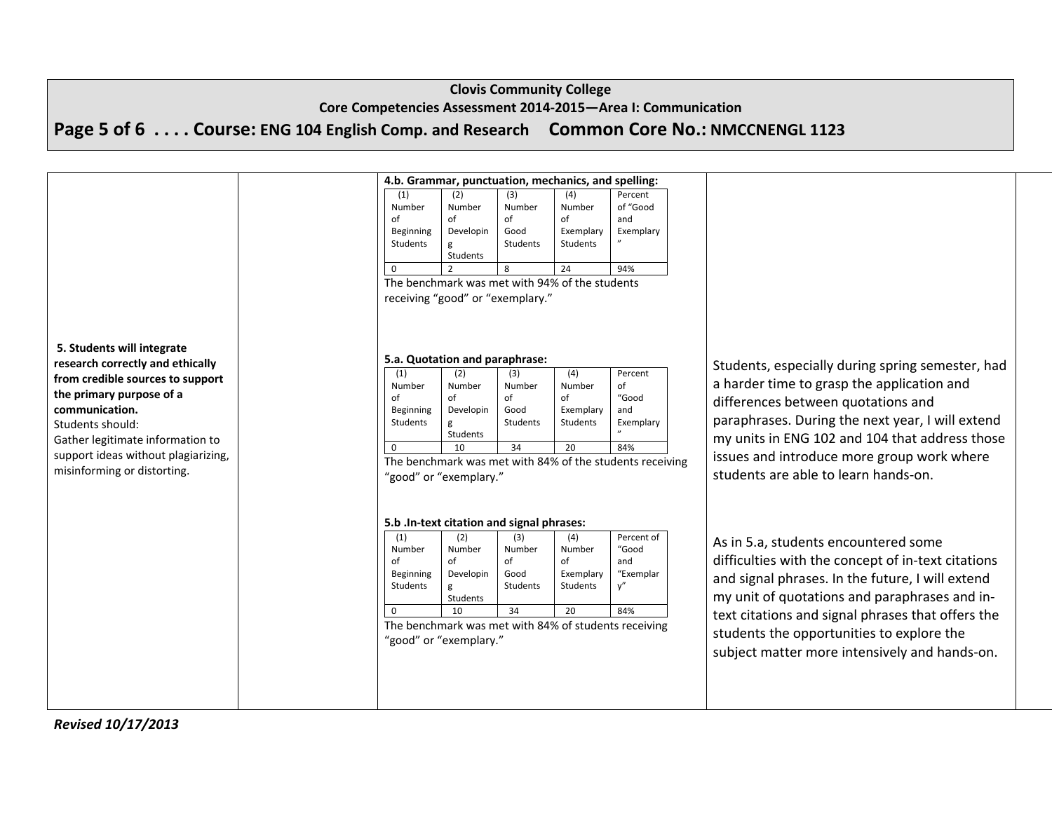**Clovis Community College**
**Core Competencies Assessment 2014-2015—Area I: Communication**
**Page 5 of 6 . . . . Course: ENG 104 English Comp. and Research Common Core No.: NMCCNENGL 1123**

**4.b. Grammar, punctuation, mechanics, and spelling:**

| (1) Number of Beginning Students | (2) Number of Developing Students | (3) Number of Good Students | (4) Number of Exemplary Students | Percent of "Good and Exemplary" |
|---|---|---|---|---|
| 0 | 2 | 8 | 24 | 94% |

The benchmark was met with 94% of the students receiving "good" or "exemplary."

**5. Students will integrate research correctly and ethically from credible sources to support the primary purpose of a communication.**
Students should:
Gather legitimate information to support ideas without plagiarizing, misinforming or distorting.

**5.a. Quotation and paraphrase:**

| (1) Number of Beginning Students | (2) Number of Developing Students | (3) Number of Good Students | (4) Number of Exemplary Students | Percent of "Good and Exemplary" |
|---|---|---|---|---|
| 0 | 10 | 34 | 20 | 84% |

The benchmark was met with 84% of the students receiving "good" or "exemplary."

Students, especially during spring semester, had a harder time to grasp the application and differences between quotations and paraphrases. During the next year, I will extend my units in ENG 102 and 104 that address those issues and introduce more group work where students are able to learn hands-on.

**5.b .In-text citation and signal phrases:**

| (1) Number of Beginning Students | (2) Number of Developing Students | (3) Number of Good Students | (4) Number of Exemplary Students | Percent of "Good and "Exemplary" |
|---|---|---|---|---|
| 0 | 10 | 34 | 20 | 84% |

The benchmark was met with 84% of students receiving "good" or "exemplary."

As in 5.a, students encountered some difficulties with the concept of in-text citations and signal phrases. In the future, I will extend my unit of quotations and paraphrases and in-text citations and signal phrases that offers the students the opportunities to explore the subject matter more intensively and hands-on.

*Revised 10/17/2013*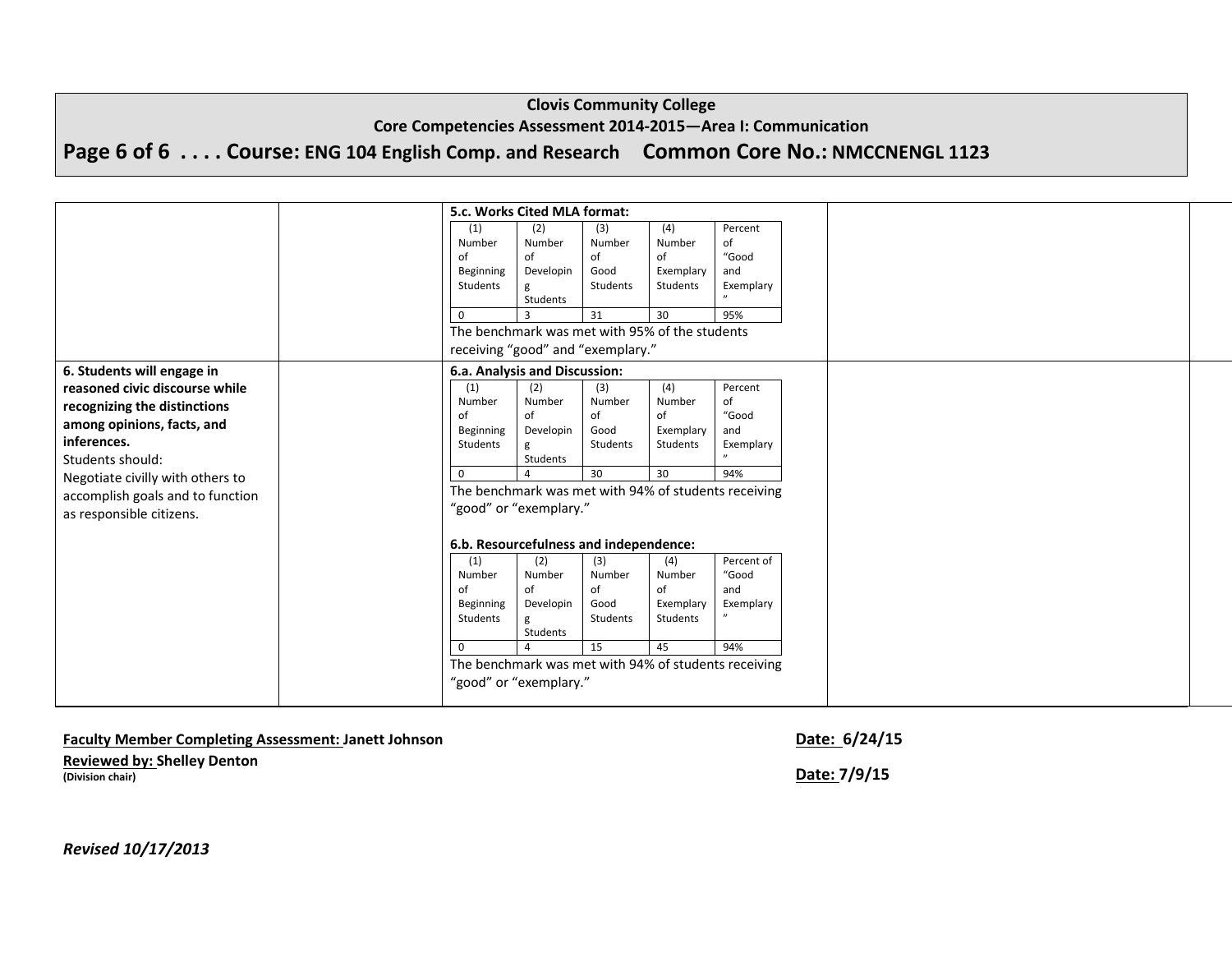**Clovis Community College**

**Core Competencies Assessment 2014-2015—Area I: Communication**

**Page 6 of 6 . . . . Course: ENG 104 English Comp. and Research Common Core No.: NMCCNENGL 1123**

| | | | |
|---|---|---|---|
| | | **5.c. Works Cited MLA format:**<br><br>(1) Number of Beginning Students: 0<br>(2) Number of Developing Students: 3<br>(3) Number of Good Students: 31<br>(4) Number of Exemplary Students: 30<br>Percent of "Good and Exemplary": 95%<br><br>The benchmark was met with 95% of the students receiving "good" and "exemplary." | |
| **6. Students will engage in reasoned civic discourse while recognizing the distinctions among opinions, facts, and inferences.**<br>Students should:<br>Negotiate civilly with others to accomplish goals and to function as responsible citizens. | | **6.a. Analysis and Discussion:**<br><br>(1) Number of Beginning Students: 0<br>(2) Number of Developing Students: 4<br>(3) Number of Good Students: 30<br>(4) Number of Exemplary Students: 30<br>Percent of "Good and Exemplary": 94%<br><br>The benchmark was met with 94% of students receiving "good" or "exemplary."<br><br>**6.b. Resourcefulness and independence:**<br><br>(1) Number of Beginning Students: 0<br>(2) Number of Developing Students: 4<br>(3) Number of Good Students: 15<br>(4) Number of Exemplary Students: 45<br>Percent of "Good and Exemplary": 94%<br><br>The benchmark was met with 94% of students receiving "good" or "exemplary." | |

**5.c. Works Cited MLA format:**

| (1) Number of Beginning Students | (2) Number of Developing Students | (3) Number of Good Students | (4) Number of Exemplary Students | Percent of "Good and Exemplary" |
|---|---|---|---|---|
| 0 | 3 | 31 | 30 | 95% |

**6.a. Analysis and Discussion:**

| (1) Number of Beginning Students | (2) Number of Developing Students | (3) Number of Good Students | (4) Number of Exemplary Students | Percent of "Good and Exemplary" |
|---|---|---|---|---|
| 0 | 4 | 30 | 30 | 94% |

**6.b. Resourcefulness and independence:**

| (1) Number of Beginning Students | (2) Number of Developing Students | (3) Number of Good Students | (4) Number of Exemplary Students | Percent of "Good and Exemplary" |
|---|---|---|---|---|
| 0 | 4 | 15 | 45 | 94% |

**Faculty Member Completing Assessment: Janett Johnson** **Date: 6/24/15**

**Reviewed by: Shelley Denton**
**(Division chair)** **Date: 7/9/15**

*Revised 10/17/2013*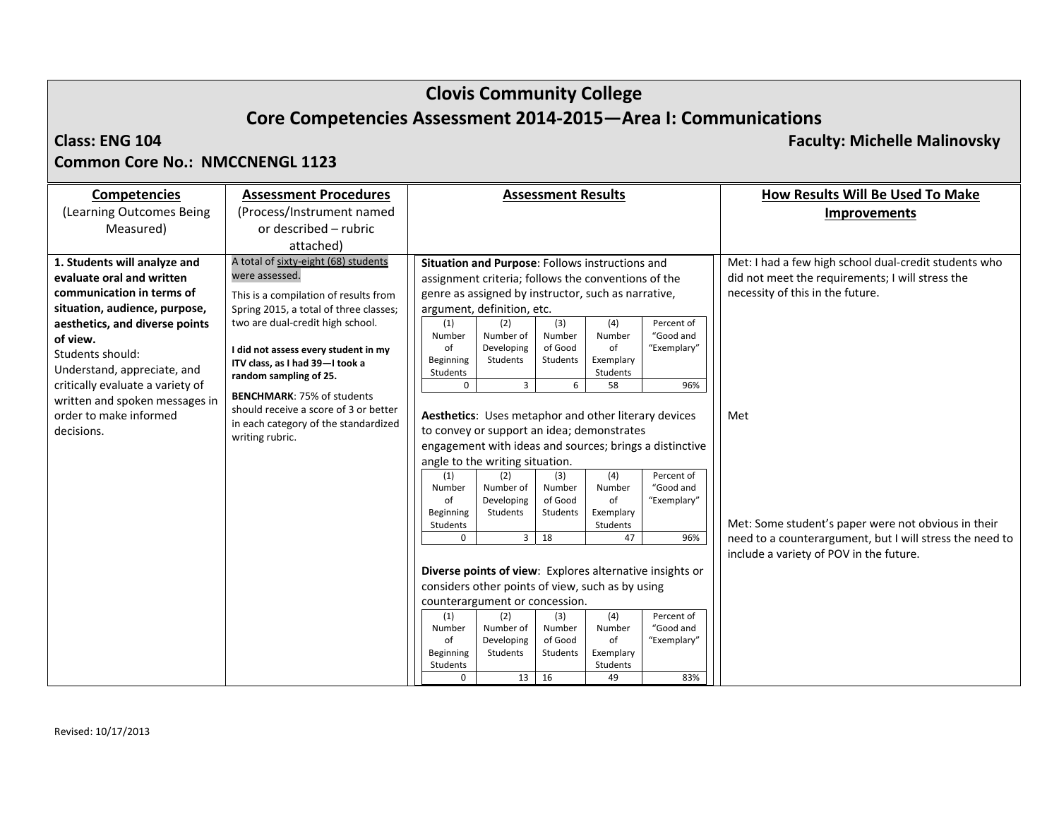# Clovis Community College

## Core Competencies Assessment 2014-2015—Area I: Communications

**Class: ENG 104** **Faculty: Michelle Malinovsky**

**Common Core No.: NMCCNENGL 1123**

| **Competencies** (Learning Outcomes Being Measured) | **Assessment Procedures** (Process/Instrument named or described – rubric attached) | **Assessment Results** | **How Results Will Be Used To Make Improvements** |
|---|---|---|---|
| **1. Students will analyze and evaluate oral and written communication in terms of situation, audience, purpose, aesthetics, and diverse points of view.** Students should: Understand, appreciate, and critically evaluate a variety of written and spoken messages in order to make informed decisions. | A total of sixty-eight (68) students were assessed. This is a compilation of results from Spring 2015, a total of three classes; two are dual-credit high school. **I did not assess every student in my ITV class, as I had 39—I took a random sampling of 25.** **BENCHMARK**: 75% of students should receive a score of 3 or better in each category of the standardized writing rubric. | **Situation and Purpose**: Follows instructions and assignment criteria; follows the conventions of the genre as assigned by instructor, such as narrative, argument, definition, etc. | Met: I had a few high school dual-credit students who did not meet the requirements; I will stress the necessity of this in the future. |
| | | **Aesthetics**: Uses metaphor and other literary devices to convey or support an idea; demonstrates engagement with ideas and sources; brings a distinctive angle to the writing situation. | Met |
| | | **Diverse points of view**: Explores alternative insights or considers other points of view, such as by using counterargument or concession. | Met: Some student's paper were not obvious in their need to a counterargument, but I will stress the need to include a variety of POV in the future. |

**Situation and Purpose**

| (1) Number of Beginning Students | (2) Number of Developing Students | (3) Number of Good Students | (4) Number of Exemplary Students | Percent of "Good and "Exemplary" |
|---|---|---|---|---|
| 0 | 3 | 6 | 58 | 96% |

**Aesthetics**

| (1) Number of Beginning Students | (2) Number of Developing Students | (3) Number of Good Students | (4) Number of Exemplary Students | Percent of "Good and "Exemplary" |
|---|---|---|---|---|
| 0 | 3 | 18 | 47 | 96% |

**Diverse points of view**

| (1) Number of Beginning Students | (2) Number of Developing Students | (3) Number of Good Students | (4) Number of Exemplary Students | Percent of "Good and "Exemplary" |
|---|---|---|---|---|
| 0 | 13 | 16 | 49 | 83% |

Revised: 10/17/2013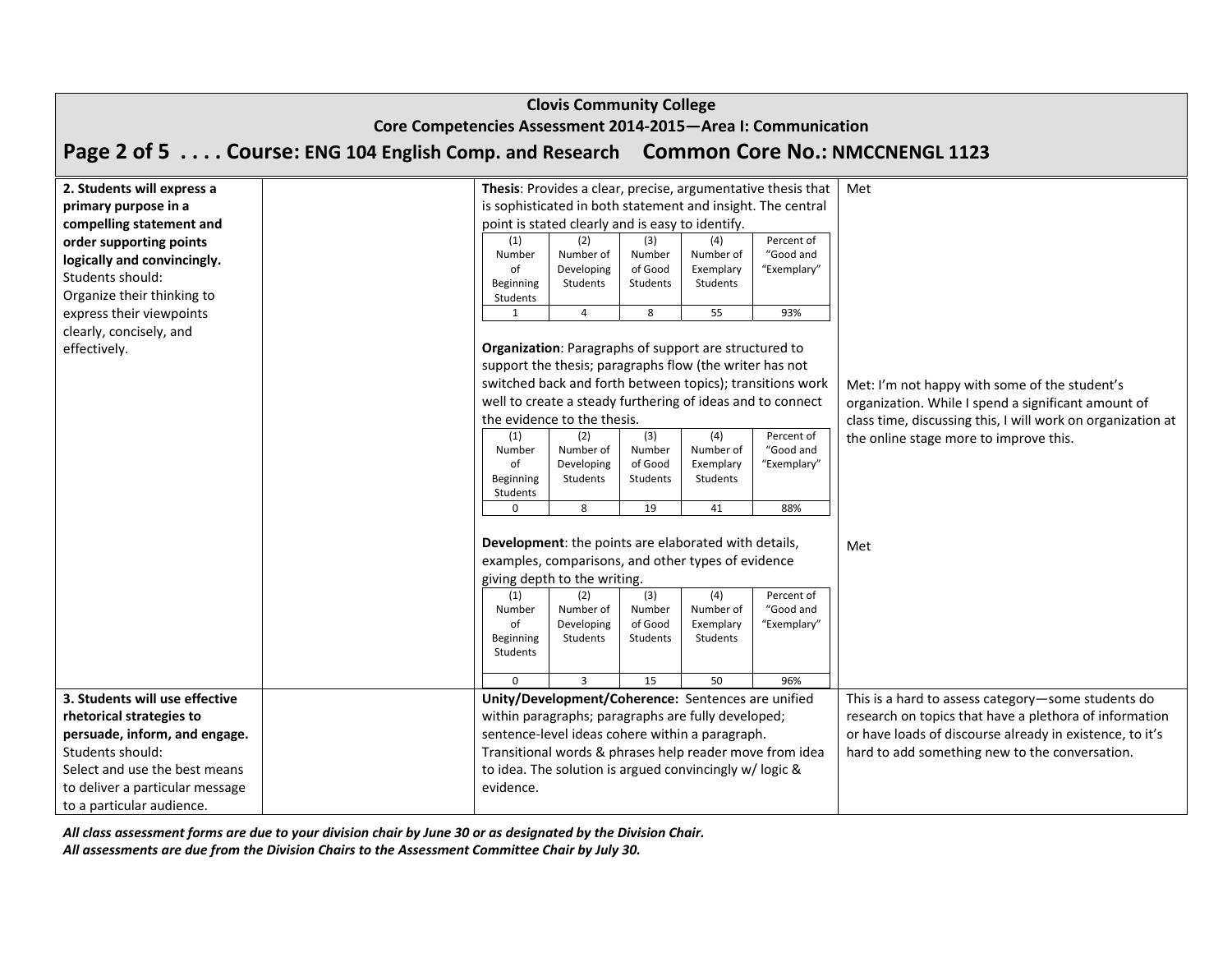**Clovis Community College**
**Core Competencies Assessment 2014-2015—Area I: Communication**

## Page 2 of 5 . . . . Course: ENG 104 English Comp. and Research Common Core No.: NMCCNENGL 1123

**2. Students will express a primary purpose in a compelling statement and order supporting points logically and convincingly.**
Students should:
Organize their thinking to express their viewpoints clearly, concisely, and effectively.

**Thesis**: Provides a clear, precise, argumentative thesis that is sophisticated in both statement and insight. The central point is stated clearly and is easy to identify.

| (1) Number of Beginning Students | (2) Number of Developing Students | (3) Number of Good Students | (4) Number of Exemplary Students | Percent of "Good and "Exemplary" |
|---|---|---|---|---|
| 1 | 4 | 8 | 55 | 93% |

Met

**Organization**: Paragraphs of support are structured to support the thesis; paragraphs flow (the writer has not switched back and forth between topics); transitions work well to create a steady furthering of ideas and to connect the evidence to the thesis.

| (1) Number of Beginning Students | (2) Number of Developing Students | (3) Number of Good Students | (4) Number of Exemplary Students | Percent of "Good and "Exemplary" |
|---|---|---|---|---|
| 0 | 8 | 19 | 41 | 88% |

Met: I'm not happy with some of the student's organization. While I spend a significant amount of class time, discussing this, I will work on organization at the online stage more to improve this.

**Development**: the points are elaborated with details, examples, comparisons, and other types of evidence giving depth to the writing.

| (1) Number of Beginning Students | (2) Number of Developing Students | (3) Number of Good Students | (4) Number of Exemplary Students | Percent of "Good and "Exemplary" |
|---|---|---|---|---|
| 0 | 3 | 15 | 50 | 96% |

Met

**3. Students will use effective rhetorical strategies to persuade, inform, and engage.**
Students should:
Select and use the best means to deliver a particular message to a particular audience.

**Unity/Development/Coherence:** Sentences are unified within paragraphs; paragraphs are fully developed; sentence-level ideas cohere within a paragraph. Transitional words & phrases help reader move from idea to idea. The solution is argued convincingly w/ logic & evidence.

This is a hard to assess category—some students do research on topics that have a plethora of information or have loads of discourse already in existence, to it's hard to add something new to the conversation.

***All class assessment forms are due to your division chair by June 30 or as designated by the Division Chair.***
***All assessments are due from the Division Chairs to the Assessment Committee Chair by July 30.***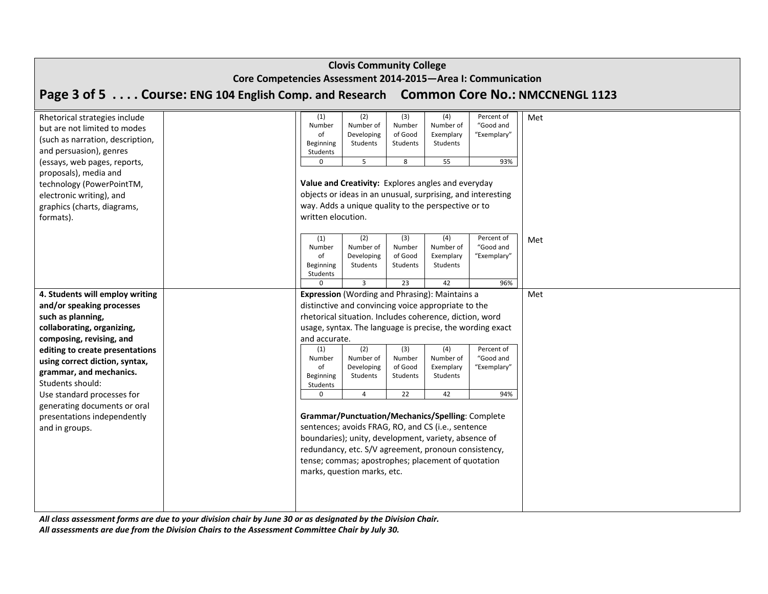**Clovis Community College**
**Core Competencies Assessment 2014-2015—Area I: Communication**
**Course: ENG 104 English Comp. and Research    Common Core No.: NMCCNENGL 1123**

Rhetorical strategies include but are not limited to modes (such as narration, description, and persuasion), genres (essays, web pages, reports, proposals), media and technology (PowerPointTM, electronic writing), and graphics (charts, diagrams, formats).

| (1) Number of Beginning Students | (2) Number of Developing Students | (3) Number of Good Students | (4) Number of Exemplary Students | Percent of "Good and "Exemplary" |
|---|---|---|---|---|
| 0 | 5 | 8 | 55 | 93% |

Met

**Value and Creativity:** Explores angles and everyday objects or ideas in an unusual, surprising, and interesting way. Adds a unique quality to the perspective or to written elocution.

| (1) Number of Beginning Students | (2) Number of Developing Students | (3) Number of Good Students | (4) Number of Exemplary Students | Percent of "Good and "Exemplary" |
|---|---|---|---|---|
| 0 | 3 | 23 | 42 | 96% |

Met

**4. Students will employ writing and/or speaking processes such as planning, collaborating, organizing, composing, revising, and editing to create presentations using correct diction, syntax, grammar, and mechanics.**
Students should:
Use standard processes for generating documents or oral presentations independently and in groups.

**Expression** (Wording and Phrasing): Maintains a distinctive and convincing voice appropriate to the rhetorical situation. Includes coherence, diction, word usage, syntax. The language is precise, the wording exact and accurate.

| (1) Number of Beginning Students | (2) Number of Developing Students | (3) Number of Good Students | (4) Number of Exemplary Students | Percent of "Good and "Exemplary" |
|---|---|---|---|---|
| 0 | 4 | 22 | 42 | 94% |

Met

**Grammar/Punctuation/Mechanics/Spelling**: Complete sentences; avoids FRAG, RO, and CS (i.e., sentence boundaries); unity, development, variety, absence of redundancy, etc. S/V agreement, pronoun consistency, tense; commas; apostrophes; placement of quotation marks, question marks, etc.

*All class assessment forms are due to your division chair by June 30 or as designated by the Division Chair.*
*All assessments are due from the Division Chairs to the Assessment Committee Chair by July 30.*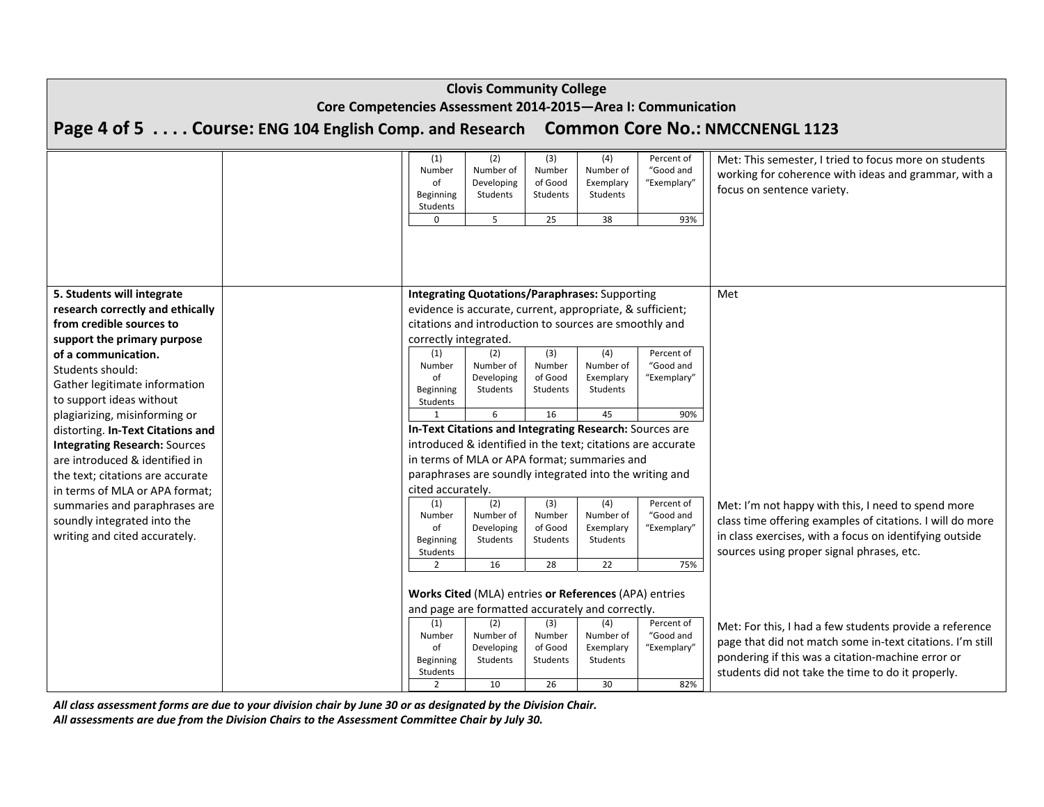**Clovis Community College**
**Core Competencies Assessment 2014-2015—Area I: Communication**

# Page 4 of 5 . . . . Course: ENG 104 English Comp. and Research Common Core No.: NMCCNENGL 1123

| | | | |
|---|---|---|---|
| | | (1) Number of Beginning Students: 0; (2) Number of Developing Students: 5; (3) Number of Good Students: 25; (4) Number of Exemplary Students: 38; Percent of "Good and "Exemplary": 93% | Met: This semester, I tried to focus more on students working for coherence with ideas and grammar, with a focus on sentence variety. |
| **5. Students will integrate research correctly and ethically from credible sources to support the primary purpose of a communication.** Students should: Gather legitimate information to support ideas without plagiarizing, misinforming or distorting. **In-Text Citations and Integrating Research:** Sources are introduced & identified in the text; citations are accurate in terms of MLA or APA format; summaries and paraphrases are soundly integrated into the writing and cited accurately. | | **Integrating Quotations/Paraphrases:** Supporting evidence is accurate, current, appropriate, & sufficient; citations and introduction to sources are smoothly and correctly integrated. (1) Number of Beginning Students: 1; (2) Number of Developing Students: 6; (3) Number of Good Students: 16; (4) Number of Exemplary Students: 45; Percent of "Good and "Exemplary": 90% | Met |
| | | **In-Text Citations and Integrating Research:** Sources are introduced & identified in the text; citations are accurate in terms of MLA or APA format; summaries and paraphrases are soundly integrated into the writing and cited accurately. (1) Number of Beginning Students: 2; (2) Number of Developing Students: 16; (3) Number of Good Students: 28; (4) Number of Exemplary Students: 22; Percent of "Good and "Exemplary": 75% | Met: I'm not happy with this, I need to spend more class time offering examples of citations. I will do more in class exercises, with a focus on identifying outside sources using proper signal phrases, etc. |
| | | **Works Cited** (MLA) entries **or References** (APA) entries and page are formatted accurately and correctly. (1) Number of Beginning Students: 2; (2) Number of Developing Students: 10; (3) Number of Good Students: 26; (4) Number of Exemplary Students: 30; Percent of "Good and "Exemplary": 82% | Met: For this, I had a few students provide a reference page that did not match some in-text citations. I'm still pondering if this was a citation-machine error or students did not take the time to do it properly. |

*All class assessment forms are due to your division chair by June 30 or as designated by the Division Chair.*
*All assessments are due from the Division Chairs to the Assessment Committee Chair by July 30.*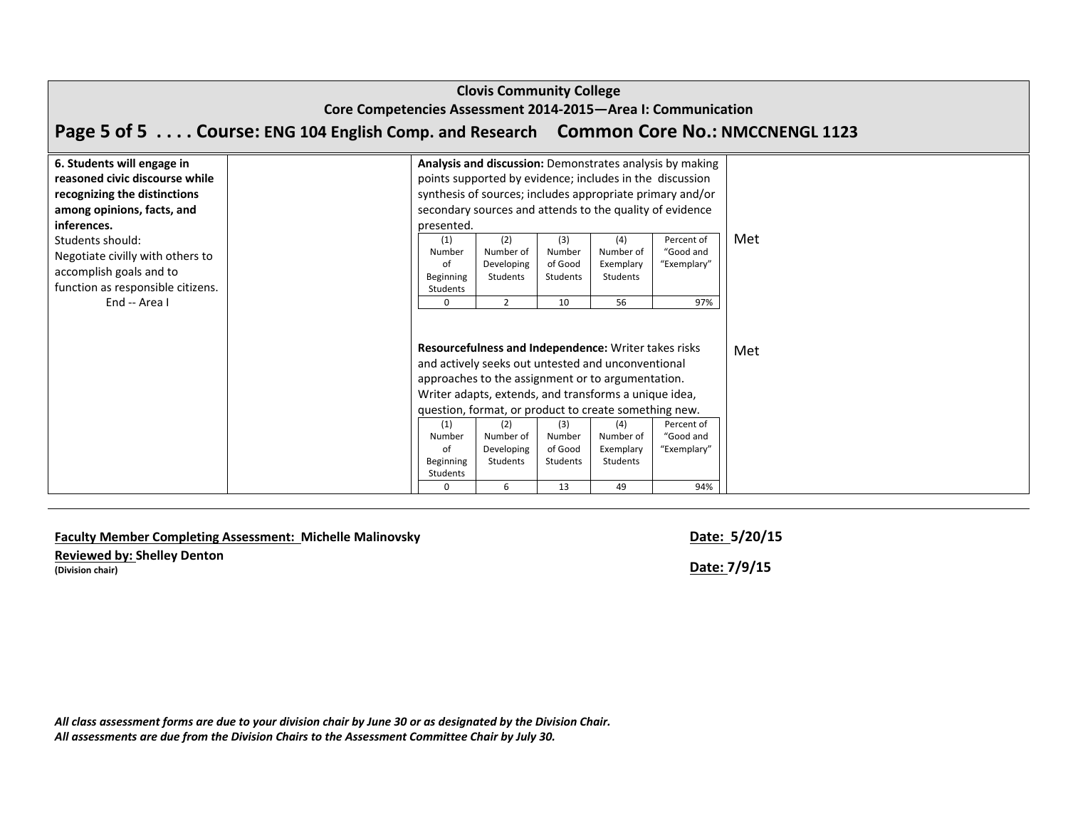**Clovis Community College**

**Core Competencies Assessment 2014-2015—Area I: Communication**

## Page 5 of 5 . . . . Course: ENG 104 English Comp. and Research    Common Core No.: NMCCNENGL 1123

**6. Students will engage in reasoned civic discourse while recognizing the distinctions among opinions, facts, and inferences.**

Students should:
Negotiate civilly with others to accomplish goals and to function as responsible citizens.

End -- Area I

**Analysis and discussion:** Demonstrates analysis by making points supported by evidence; includes in the discussion synthesis of sources; includes appropriate primary and/or secondary sources and attends to the quality of evidence presented.

| (1) Number of Beginning Students | (2) Number of Developing Students | (3) Number of Good Students | (4) Number of Exemplary Students | Percent of "Good and "Exemplary" |
|---|---|---|---|---|
| 0 | 2 | 10 | 56 | 97% |

Met

**Resourcefulness and Independence:** Writer takes risks and actively seeks out untested and unconventional approaches to the assignment or to argumentation. Writer adapts, extends, and transforms a unique idea, question, format, or product to create something new.

| (1) Number of Beginning Students | (2) Number of Developing Students | (3) Number of Good Students | (4) Number of Exemplary Students | Percent of "Good and "Exemplary" |
|---|---|---|---|---|
| 0 | 6 | 13 | 49 | 94% |

Met

---

**Faculty Member Completing Assessment: Michelle Malinovsky** — **Date: 5/20/15**

**Reviewed by: Shelley Denton**
**(Division chair)** — **Date: 7/9/15**

***All class assessment forms are due to your division chair by June 30 or as designated by the Division Chair.***
***All assessments are due from the Division Chairs to the Assessment Committee Chair by July 30.***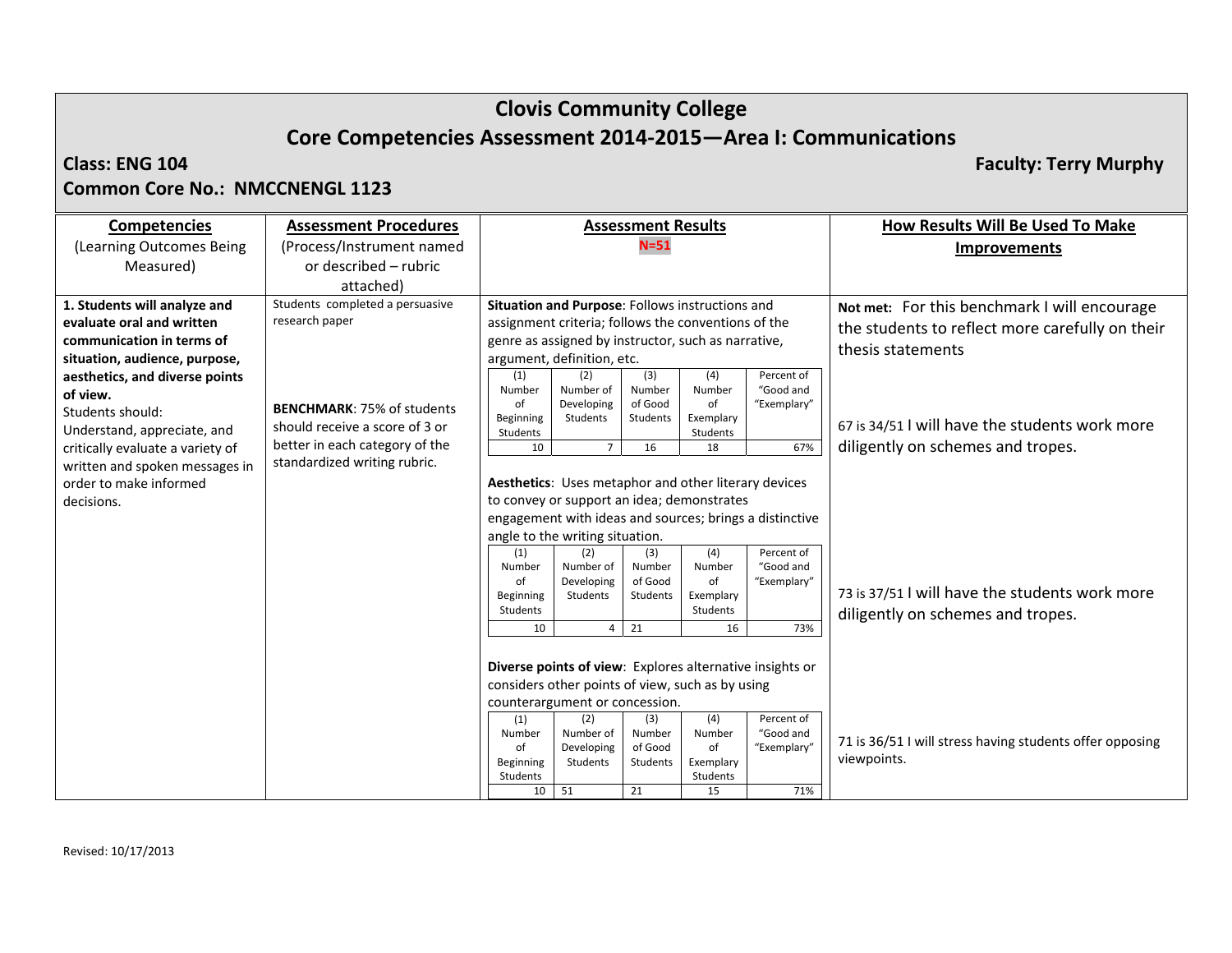# Clovis Community College

## Core Competencies Assessment 2014-2015—Area I: Communications

**Class: ENG 104** **Faculty: Terry Murphy**

**Common Core No.: NMCCNENGL 1123**

| **Competencies** (Learning Outcomes Being Measured) | **Assessment Procedures** (Process/Instrument named or described – rubric attached) | **Assessment Results** N=51 | **How Results Will Be Used To Make Improvements** |
|---|---|---|---|
| **1. Students will analyze and evaluate oral and written communication in terms of situation, audience, purpose, aesthetics, and diverse points of view.** Students should: Understand, appreciate, and critically evaluate a variety of written and spoken messages in order to make informed decisions. | Students completed a persuasive research paper<br><br>**BENCHMARK**: 75% of students should receive a score of 3 or better in each category of the standardized writing rubric. | **Situation and Purpose**: Follows instructions and assignment criteria; follows the conventions of the genre as assigned by instructor, such as narrative, argument, definition, etc. | **Not met:** For this benchmark I will encourage the students to reflect more carefully on their thesis statements |

**Situation and Purpose**

| (1) Number of Beginning Students | (2) Number of Developing Students | (3) Number of Good Students | (4) Number of Exemplary Students | Percent of "Good and "Exemplary" |
|---|---|---|---|---|
| 10 | 7 | 16 | 18 | 67% |

67 is 34/51 I will have the students work more diligently on schemes and tropes.

**Aesthetics**: Uses metaphor and other literary devices to convey or support an idea; demonstrates engagement with ideas and sources; brings a distinctive angle to the writing situation.

| (1) Number of Beginning Students | (2) Number of Developing Students | (3) Number of Good Students | (4) Number of Exemplary Students | Percent of "Good and "Exemplary" |
|---|---|---|---|---|
| 10 | 4 | 21 | 16 | 73% |

73 is 37/51 I will have the students work more diligently on schemes and tropes.

**Diverse points of view**: Explores alternative insights or considers other points of view, such as by using counterargument or concession.

| (1) Number of Beginning Students | (2) Number of Developing Students | (3) Number of Good Students | (4) Number of Exemplary Students | Percent of "Good and "Exemplary" |
|---|---|---|---|---|
| 10 | 51 | 21 | 15 | 71% |

71 is 36/51 I will stress having students offer opposing viewpoints.

Revised: 10/17/2013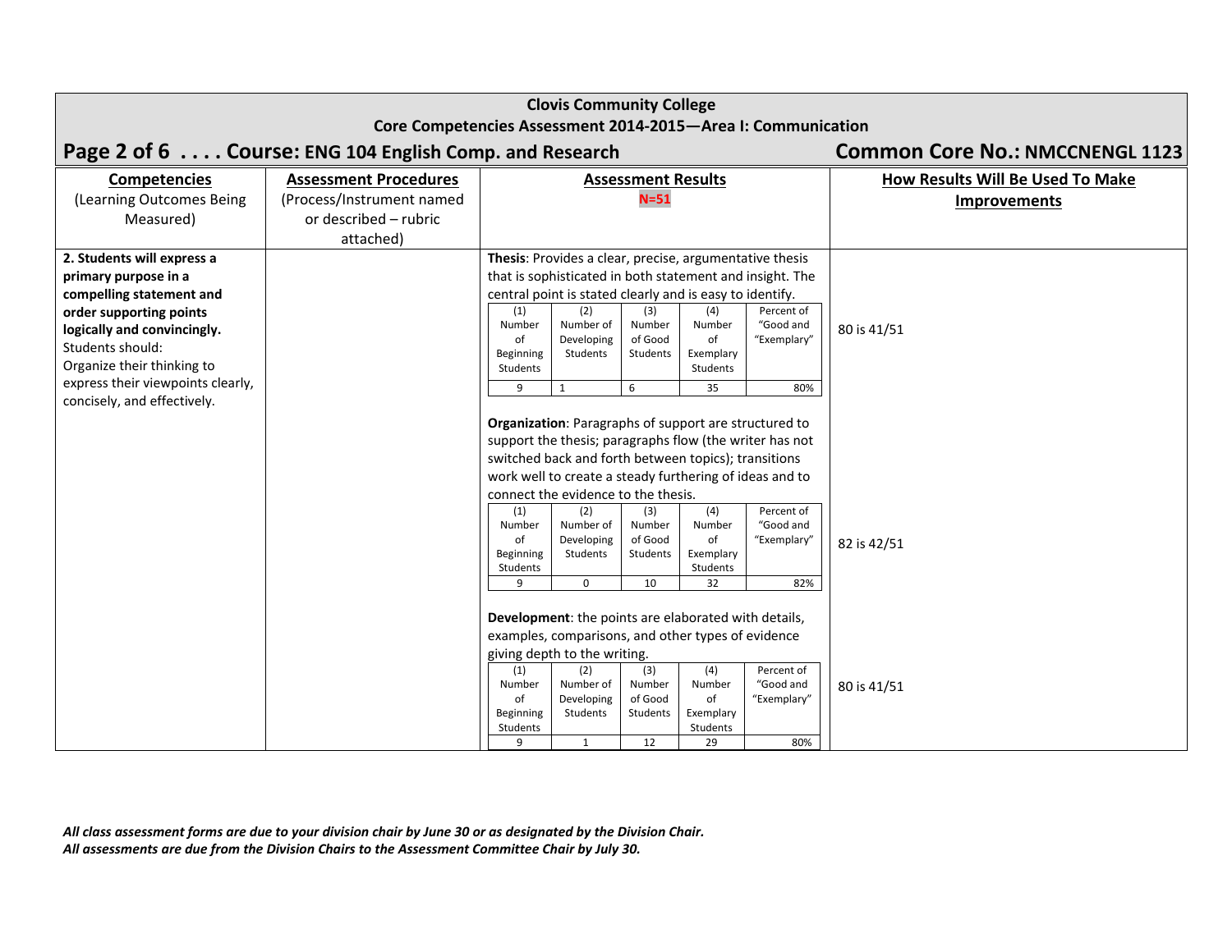**Clovis Community College**
**Core Competencies Assessment 2014-2015—Area I: Communication**

**Course: ENG 104 English Comp. and Research** — **Common Core No.: NMCCNENGL 1123**

| Competencies (Learning Outcomes Being Measured) | Assessment Procedures (Process/Instrument named or described – rubric attached) | Assessment Results N=51 | How Results Will Be Used To Make Improvements |
|---|---|---|---|
| **2. Students will express a primary purpose in a compelling statement and order supporting points logically and convincingly.** Students should: Organize their thinking to express their viewpoints clearly, concisely, and effectively. | | **Thesis**: Provides a clear, precise, argumentative thesis that is sophisticated in both statement and insight. The central point is stated clearly and is easy to identify. | |

**Thesis**

| (1) Number of Beginning Students | (2) Number of Developing Students | (3) Number of Good Students | (4) Number of Exemplary Students | Percent of "Good and "Exemplary" |
|---|---|---|---|---|
| 9 | 1 | 6 | 35 | 80% |

80 is 41/51

**Organization**: Paragraphs of support are structured to support the thesis; paragraphs flow (the writer has not switched back and forth between topics); transitions work well to create a steady furthering of ideas and to connect the evidence to the thesis.

| (1) Number of Beginning Students | (2) Number of Developing Students | (3) Number of Good Students | (4) Number of Exemplary Students | Percent of "Good and "Exemplary" |
|---|---|---|---|---|
| 9 | 0 | 10 | 32 | 82% |

82 is 42/51

**Development**: the points are elaborated with details, examples, comparisons, and other types of evidence giving depth to the writing.

| (1) Number of Beginning Students | (2) Number of Developing Students | (3) Number of Good Students | (4) Number of Exemplary Students | Percent of "Good and "Exemplary" |
|---|---|---|---|---|
| 9 | 1 | 12 | 29 | 80% |

80 is 41/51

*All class assessment forms are due to your division chair by June 30 or as designated by the Division Chair.*
*All assessments are due from the Division Chairs to the Assessment Committee Chair by July 30.*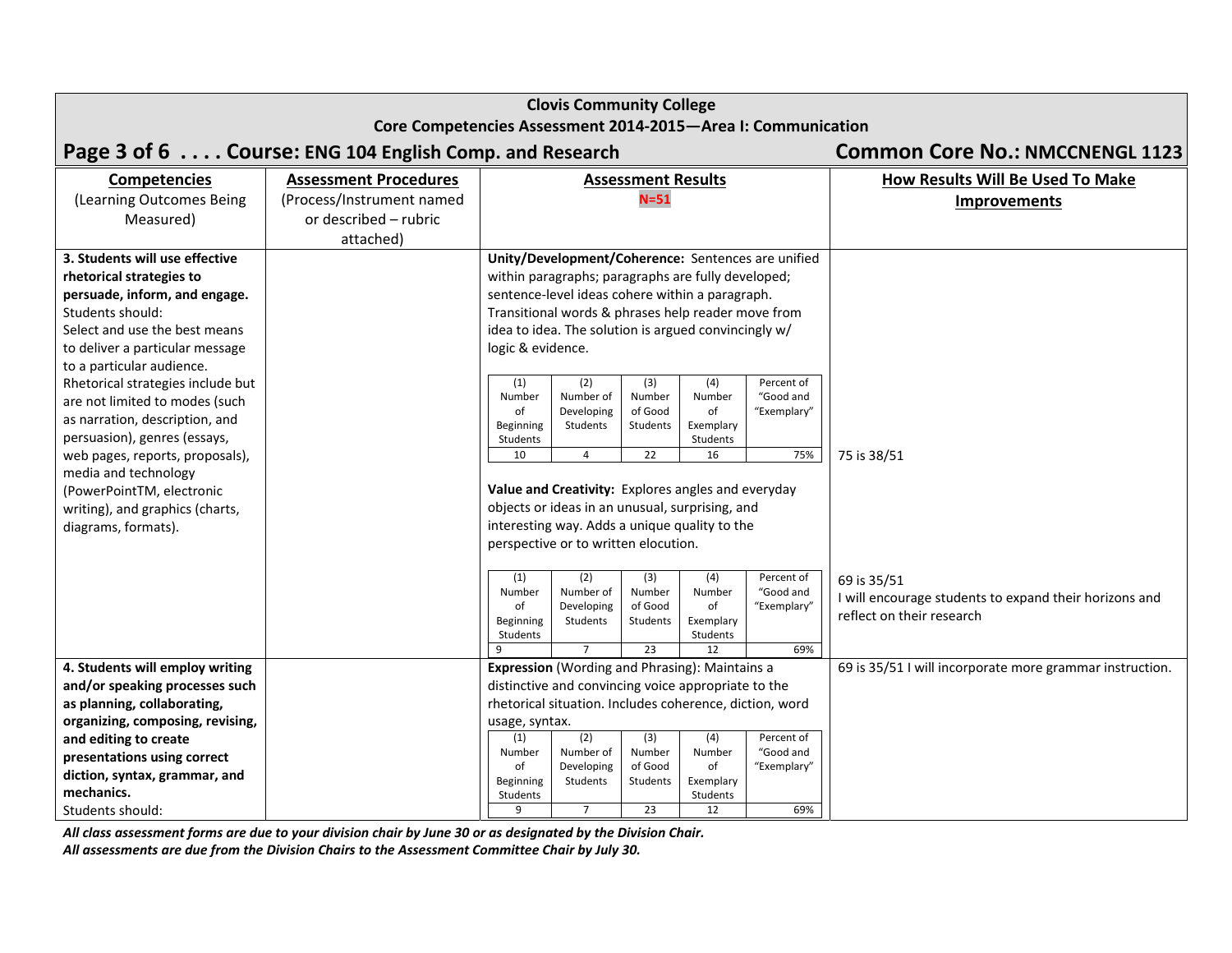**Clovis Community College**
**Core Competencies Assessment 2014-2015—Area I: Communication**

## Page 3 of 6 . . . . Course: ENG 104 English Comp. and Research — Common Core No.: NMCCNENGL 1123

| **Competencies** (Learning Outcomes Being Measured) | **Assessment Procedures** (Process/Instrument named or described – rubric attached) | **Assessment Results** N=51 | **How Results Will Be Used To Make Improvements** |
|---|---|---|---|
| **3. Students will use effective rhetorical strategies to persuade, inform, and engage.** Students should: Select and use the best means to deliver a particular message to a particular audience. Rhetorical strategies include but are not limited to modes (such as narration, description, and persuasion), genres (essays, web pages, reports, proposals), media and technology (PowerPointTM, electronic writing), and graphics (charts, diagrams, formats). | | **Unity/Development/Coherence:** Sentences are unified within paragraphs; paragraphs are fully developed; sentence-level ideas cohere within a paragraph. Transitional words & phrases help reader move from idea to idea. The solution is argued convincingly w/ logic & evidence. | |
| | | (1) Number of Beginning Students: 10; (2) Number of Developing Students: 4; (3) Number of Good Students: 22; (4) Number of Exemplary Students: 16; Percent of "Good and "Exemplary": 75% | 75 is 38/51 |
| | | **Value and Creativity:** Explores angles and everyday objects or ideas in an unusual, surprising, and interesting way. Adds a unique quality to the perspective or to written elocution. | |
| | | (1) Number of Beginning Students: 9; (2) Number of Developing Students: 7; (3) Number of Good Students: 23; (4) Number of Exemplary Students: 12; Percent of "Good and "Exemplary": 69% | 69 is 35/51 I will encourage students to expand their horizons and reflect on their research |
| **4. Students will employ writing and/or speaking processes such as planning, collaborating, organizing, composing, revising, and editing to create presentations using correct diction, syntax, grammar, and mechanics.** Students should: | | **Expression** (Wording and Phrasing): Maintains a distinctive and convincing voice appropriate to the rhetorical situation. Includes coherence, diction, word usage, syntax. | 69 is 35/51 I will incorporate more grammar instruction. |
| | | (1) Number of Beginning Students: 9; (2) Number of Developing Students: 7; (3) Number of Good Students: 23; (4) Number of Exemplary Students: 12; Percent of "Good and "Exemplary": 69% | |

***All class assessment forms are due to your division chair by June 30 or as designated by the Division Chair.***
***All assessments are due from the Division Chairs to the Assessment Committee Chair by July 30.***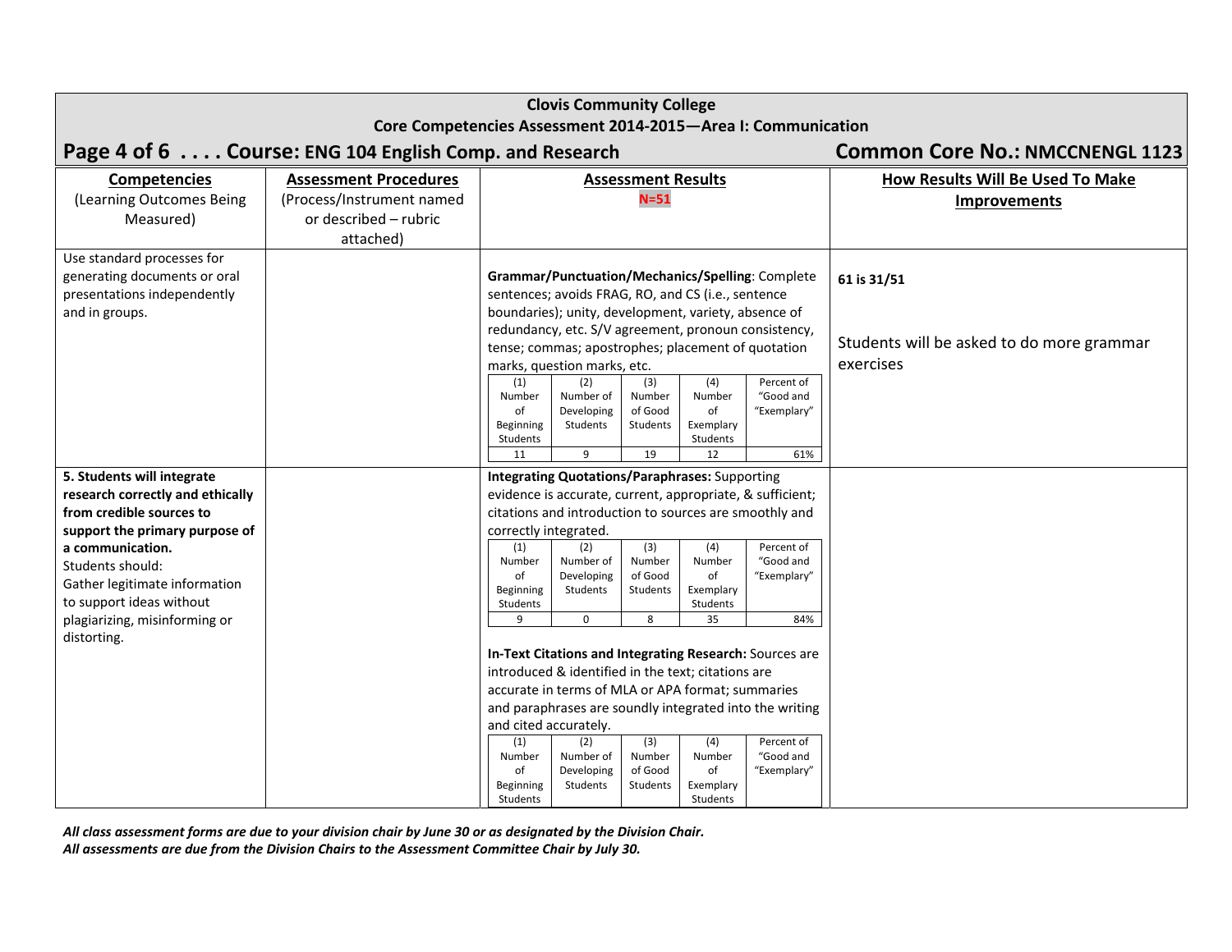**Clovis Community College**
**Core Competencies Assessment 2014-2015—Area I: Communication**

**Course: ENG 104 English Comp. and Research** — **Common Core No.: NMCCNENGL 1123**

| Competencies (Learning Outcomes Being Measured) | Assessment Procedures (Process/Instrument named or described – rubric attached) | Assessment Results N=51 | How Results Will Be Used To Make Improvements |
|---|---|---|---|
| Use standard processes for generating documents or oral presentations independently and in groups. | | **Grammar/Punctuation/Mechanics/Spelling**: Complete sentences; avoids FRAG, RO, and CS (i.e., sentence boundaries); unity, development, variety, absence of redundancy, etc. S/V agreement, pronoun consistency, tense; commas; apostrophes; placement of quotation marks, question marks, etc. | **61 is 31/51** Students will be asked to do more grammar exercises |
| **5. Students will integrate research correctly and ethically from credible sources to support the primary purpose of a communication.** Students should: Gather legitimate information to support ideas without plagiarizing, misinforming or distorting. | | **Integrating Quotations/Paraphrases:** Supporting evidence is accurate, current, appropriate, & sufficient; citations and introduction to sources are smoothly and correctly integrated. **In-Text Citations and Integrating Research:** Sources are introduced & identified in the text; citations are accurate in terms of MLA or APA format; summaries and paraphrases are soundly integrated into the writing and cited accurately. | |

**Grammar/Punctuation/Mechanics/Spelling**

| (1) Number of Beginning Students | (2) Number of Developing Students | (3) Number of Good Students | (4) Number of Exemplary Students | Percent of "Good and "Exemplary" |
|---|---|---|---|---|
| 11 | 9 | 19 | 12 | 61% |

**Integrating Quotations/Paraphrases**

| (1) Number of Beginning Students | (2) Number of Developing Students | (3) Number of Good Students | (4) Number of Exemplary Students | Percent of "Good and "Exemplary" |
|---|---|---|---|---|
| 9 | 0 | 8 | 35 | 84% |

**In-Text Citations and Integrating Research**

| (1) Number of Beginning Students | (2) Number of Developing Students | (3) Number of Good Students | (4) Number of Exemplary Students | Percent of "Good and "Exemplary" |
|---|---|---|---|---|

*All class assessment forms are due to your division chair by June 30 or as designated by the Division Chair.*
*All assessments are due from the Division Chairs to the Assessment Committee Chair by July 30.*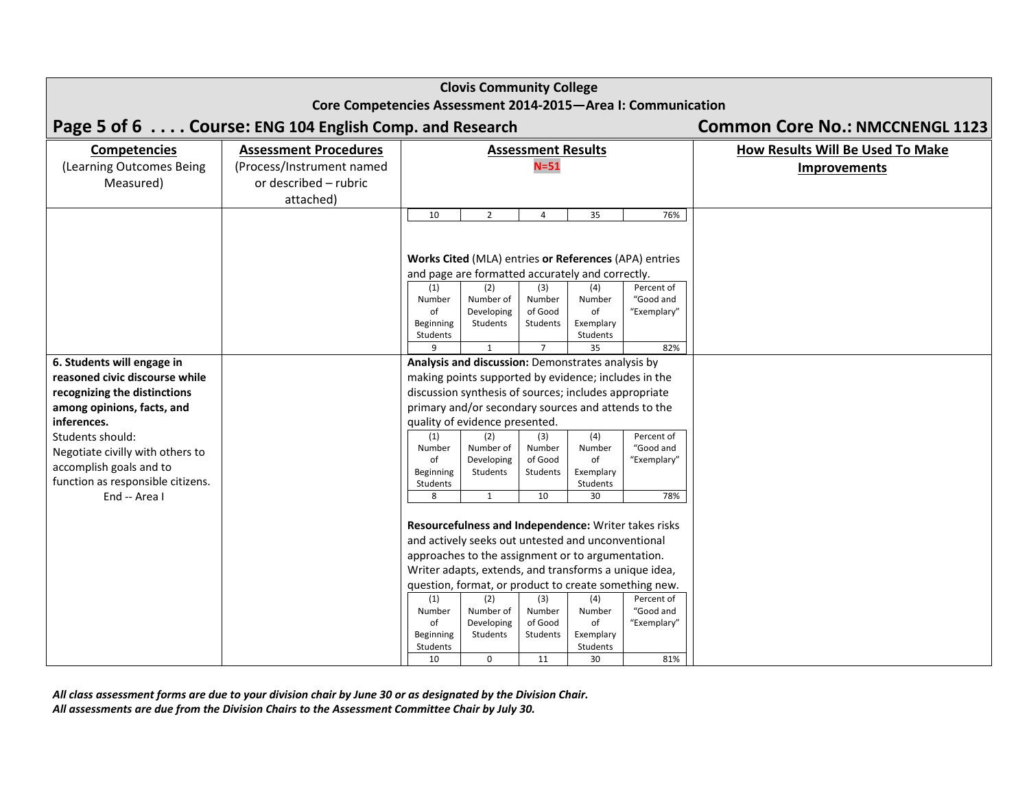**Clovis Community College**

**Core Competencies Assessment 2014-2015—Area I: Communication**

## Course: ENG 104 English Comp. and Research — Common Core No.: NMCCNENGL 1123

| Competencies (Learning Outcomes Being Measured) | Assessment Procedures (Process/Instrument named or described – rubric attached) | Assessment Results N=51 | How Results Will Be Used To Make Improvements |
|---|---|---|---|
| | | (continued) 10 / 2 / 4 / 35 / 76% | |
| | | **Works Cited** (MLA) entries **or References** (APA) entries and page are formatted accurately and correctly. | |
| **6. Students will engage in reasoned civic discourse while recognizing the distinctions among opinions, facts, and inferences.** Students should: Negotiate civilly with others to accomplish goals and to function as responsible citizens. End -- Area I | | **Analysis and discussion:** Demonstrates analysis by making points supported by evidence; includes in the discussion synthesis of sources; includes appropriate primary and/or secondary sources and attends to the quality of evidence presented. | |
| | | **Resourcefulness and Independence:** Writer takes risks and actively seeks out untested and unconventional approaches to the assignment or to argumentation. Writer adapts, extends, and transforms a unique idea, question, format, or product to create something new. | |

Continuation of previous rubric item:

| (1) Number of Beginning Students | (2) Number of Developing Students | (3) Number of Good Students | (4) Number of Exemplary Students | Percent of "Good and "Exemplary" |
|---|---|---|---|---|
| 10 | 2 | 4 | 35 | 76% |

**Works Cited** (MLA) entries **or References** (APA) entries and page are formatted accurately and correctly.

| (1) Number of Beginning Students | (2) Number of Developing Students | (3) Number of Good Students | (4) Number of Exemplary Students | Percent of "Good and "Exemplary" |
|---|---|---|---|---|
| 9 | 1 | 7 | 35 | 82% |

**Analysis and discussion:** Demonstrates analysis by making points supported by evidence; includes in the discussion synthesis of sources; includes appropriate primary and/or secondary sources and attends to the quality of evidence presented.

| (1) Number of Beginning Students | (2) Number of Developing Students | (3) Number of Good Students | (4) Number of Exemplary Students | Percent of "Good and "Exemplary" |
|---|---|---|---|---|
| 8 | 1 | 10 | 30 | 78% |

**Resourcefulness and Independence:** Writer takes risks and actively seeks out untested and unconventional approaches to the assignment or to argumentation. Writer adapts, extends, and transforms a unique idea, question, format, or product to create something new.

| (1) Number of Beginning Students | (2) Number of Developing Students | (3) Number of Good Students | (4) Number of Exemplary Students | Percent of "Good and "Exemplary" |
|---|---|---|---|---|
| 10 | 0 | 11 | 30 | 81% |

*All class assessment forms are due to your division chair by June 30 or as designated by the Division Chair.*
*All assessments are due from the Division Chairs to the Assessment Committee Chair by July 30.*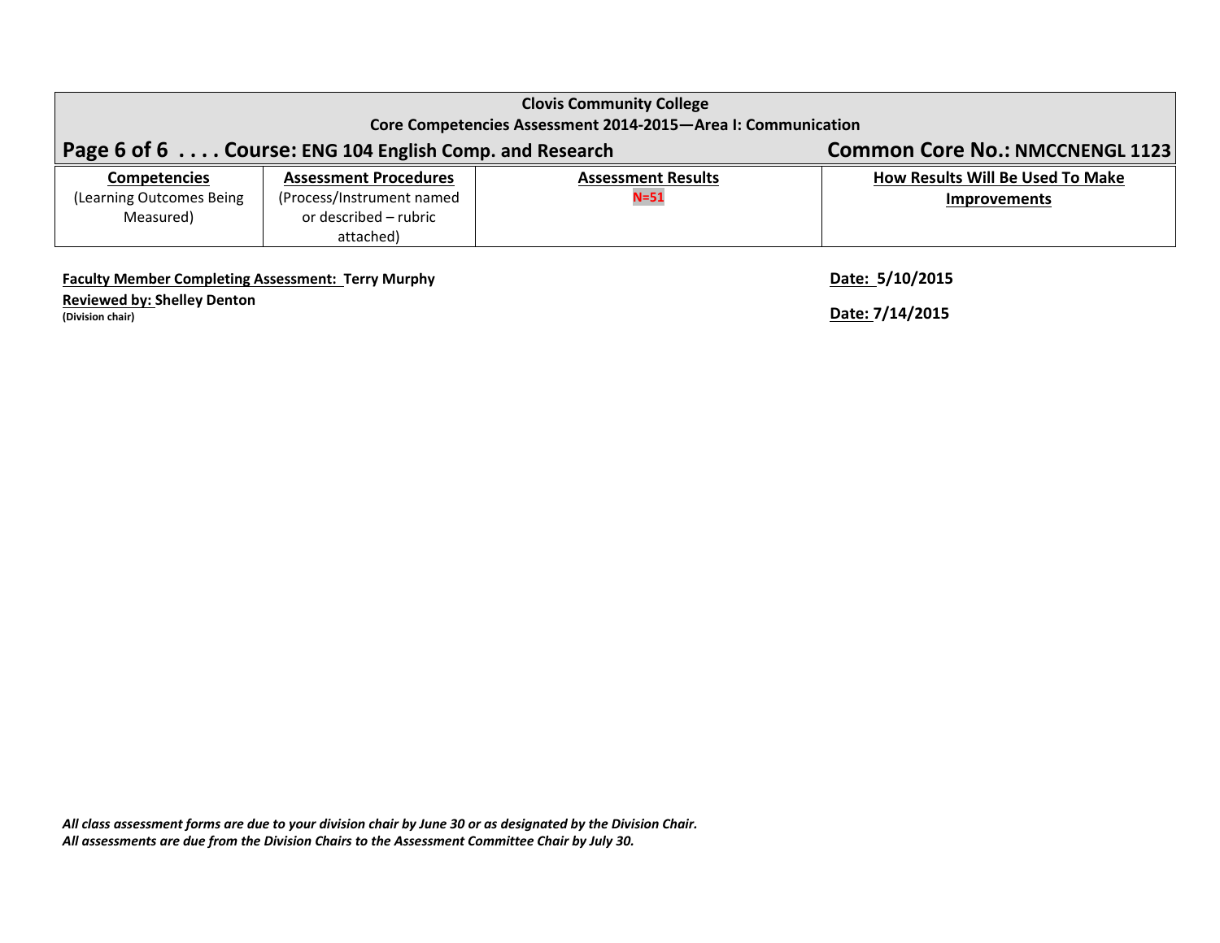**Clovis Community College**
**Core Competencies Assessment 2014-2015—Area I: Communication**

**Page 6 of 6 . . . . Course: ENG 104 English Comp. and Research** **Common Core No.: NMCCNENGL 1123**

| **Competencies** (Learning Outcomes Being Measured) | **Assessment Procedures** (Process/Instrument named or described – rubric attached) | **Assessment Results** **N=51** | **How Results Will Be Used To Make Improvements** |
|---|---|---|---|

**Faculty Member Completing Assessment: Terry Murphy** **Date: 5/10/2015**

**Reviewed by: Shelley Denton**
**(Division chair)** **Date: 7/14/2015**

***All class assessment forms are due to your division chair by June 30 or as designated by the Division Chair.***
***All assessments are due from the Division Chairs to the Assessment Committee Chair by July 30.***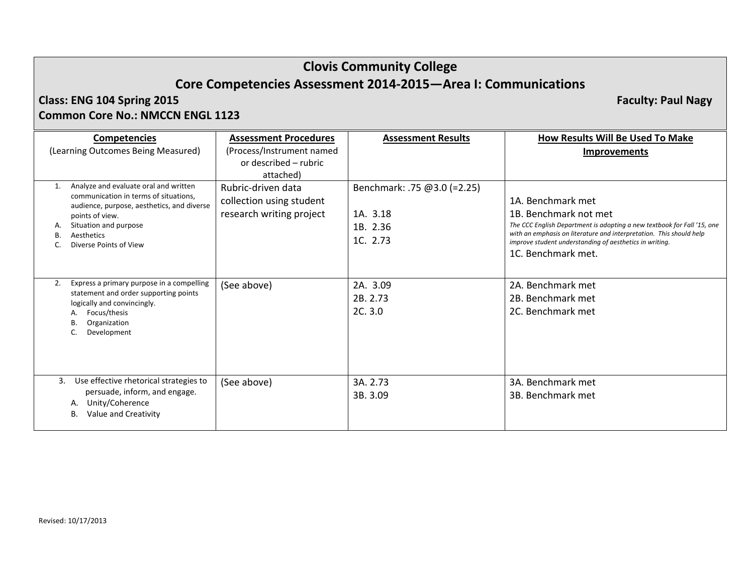# Clovis Community College

## Core Competencies Assessment 2014-2015—Area I: Communications

**Class: ENG 104 Spring 2015** **Faculty: Paul Nagy**

**Common Core No.: NMCCN ENGL 1123**

| **Competencies** (Learning Outcomes Being Measured) | **Assessment Procedures** (Process/Instrument named or described – rubric attached) | **Assessment Results** | **How Results Will Be Used To Make Improvements** |
|---|---|---|---|
| 1. Analyze and evaluate oral and written communication in terms of situations, audience, purpose, aesthetics, and diverse points of view.<br>A. Situation and purpose<br>B. Aesthetics<br>C. Diverse Points of View | Rubric-driven data collection using student research writing project | Benchmark: .75 @3.0 (=2.25)<br><br>1A. 3.18<br>1B. 2.36<br>1C. 2.73 | 1A. Benchmark met<br>1B. Benchmark not met<br>*The CCC English Department is adopting a new textbook for Fall '15, one with an emphasis on literature and interpretation. This should help improve student understanding of aesthetics in writing.*<br>1C. Benchmark met. |
| 2. Express a primary purpose in a compelling statement and order supporting points logically and convincingly.<br>A. Focus/thesis<br>B. Organization<br>C. Development | (See above) | 2A. 3.09<br>2B. 2.73<br>2C. 3.0 | 2A. Benchmark met<br>2B. Benchmark met<br>2C. Benchmark met |
| 3. Use effective rhetorical strategies to persuade, inform, and engage.<br>A. Unity/Coherence<br>B. Value and Creativity | (See above) | 3A. 2.73<br>3B. 3.09 | 3A. Benchmark met<br>3B. Benchmark met |

Revised: 10/17/2013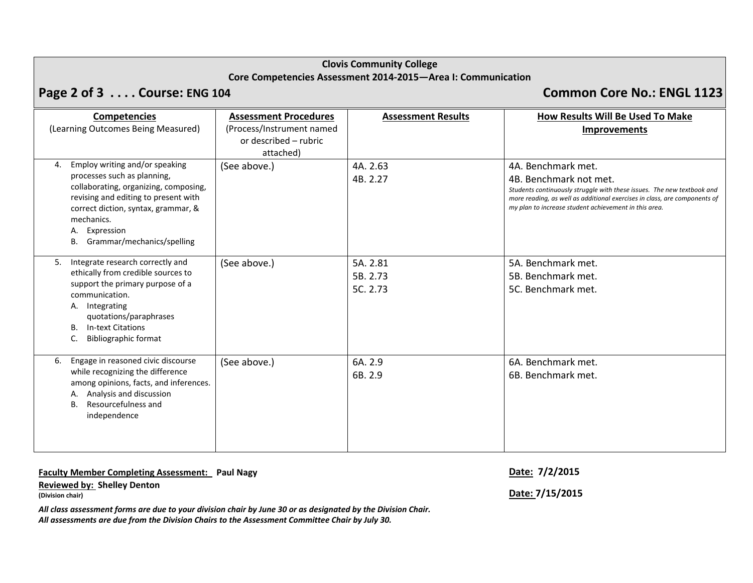**Clovis Community College**
**Core Competencies Assessment 2014-2015—Area I: Communication**

## Page 2 of 3 . . . . Course: ENG 104 — Common Core No.: ENGL 1123

| **Competencies** (Learning Outcomes Being Measured) | **Assessment Procedures** (Process/Instrument named or described – rubric attached) | **Assessment Results** | **How Results Will Be Used To Make Improvements** |
|---|---|---|---|
| 4. Employ writing and/or speaking processes such as planning, collaborating, organizing, composing, revising and editing to present with correct diction, syntax, grammar, & mechanics.<br>A. Expression<br>B. Grammar/mechanics/spelling | (See above.) | 4A. 2.63<br>4B. 2.27 | 4A. Benchmark met.<br>4B. Benchmark not met.<br>*Students continuously struggle with these issues. The new textbook and more reading, as well as additional exercises in class, are components of my plan to increase student achievement in this area.* |
| 5. Integrate research correctly and ethically from credible sources to support the primary purpose of a communication.<br>A. Integrating quotations/paraphrases<br>B. In-text Citations<br>C. Bibliographic format | (See above.) | 5A. 2.81<br>5B. 2.73<br>5C. 2.73 | 5A. Benchmark met.<br>5B. Benchmark met.<br>5C. Benchmark met. |
| 6. Engage in reasoned civic discourse while recognizing the difference among opinions, facts, and inferences.<br>A. Analysis and discussion<br>B. Resourcefulness and independence | (See above.) | 6A. 2.9<br>6B. 2.9 | 6A. Benchmark met.<br>6B. Benchmark met. |

**Faculty Member Completing Assessment:** **Paul Nagy** — **Date: 7/2/2015**

**Reviewed by: Shelley Denton** — **Date: 7/15/2015**
**(Division chair)**

***All class assessment forms are due to your division chair by June 30 or as designated by the Division Chair.***
***All assessments are due from the Division Chairs to the Assessment Committee Chair by July 30.***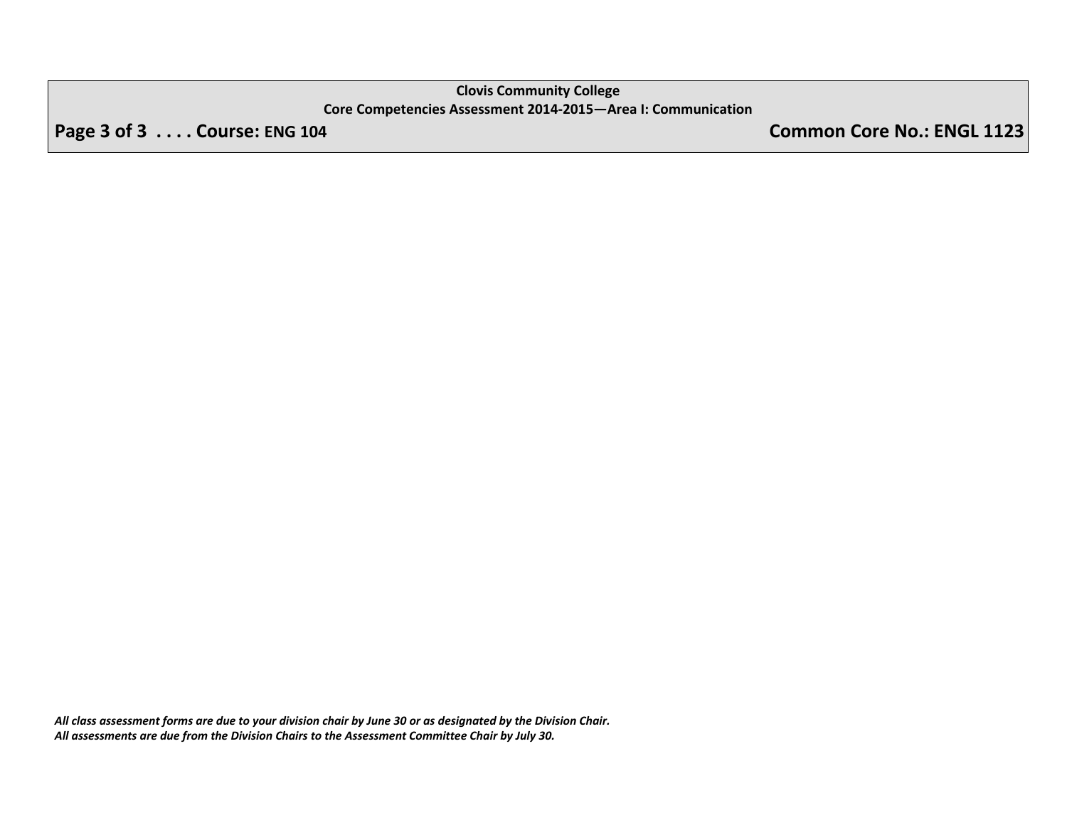**Clovis Community College**

**Core Competencies Assessment 2014-2015—Area I: Communication**

**Course: ENG 104** **Common Core No.: ENGL 1123**

***All class assessment forms are due to your division chair by June 30 or as designated by the Division Chair.***
***All assessments are due from the Division Chairs to the Assessment Committee Chair by July 30.***